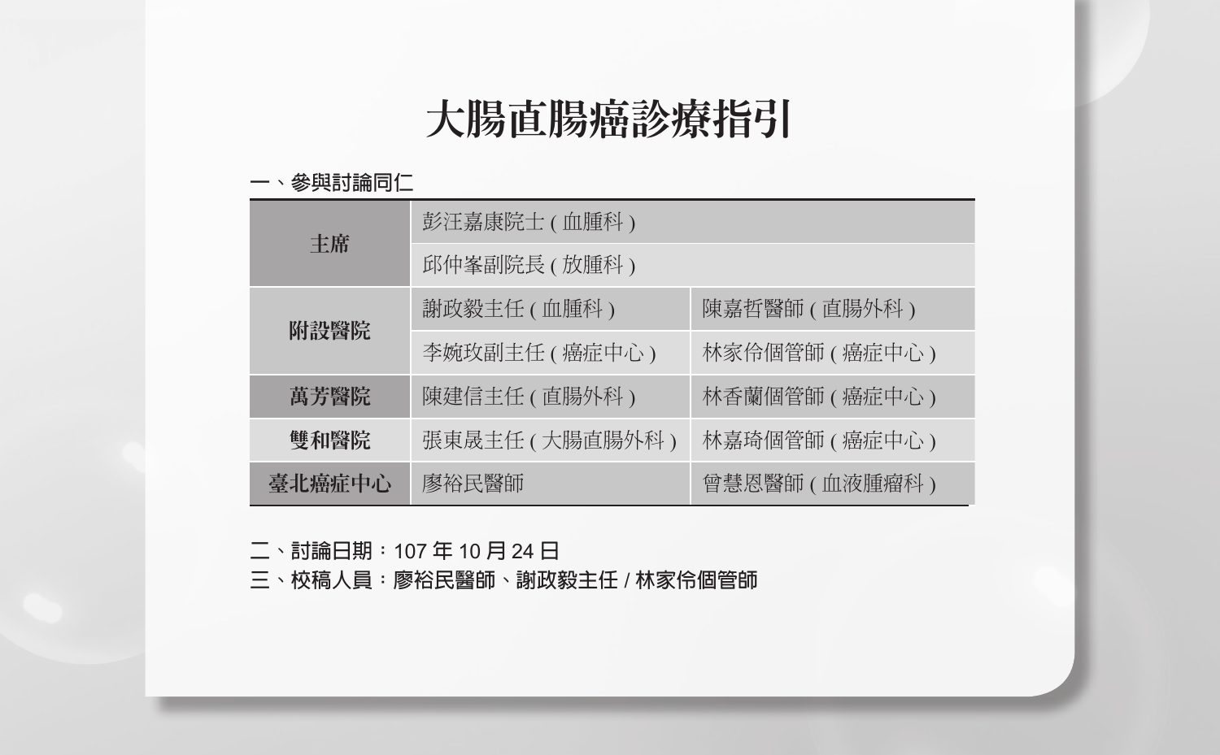# 大腸直腸癌診療指引

一、參與討論同仁

| | | |
|---|---|---|
| 主席 | 彭汪嘉康院士 ( 血腫科 ) | |
| | 邱仲峯副院長 ( 放腫科 ) | |
| 附設醫院 | 謝政毅主任 ( 血腫科 ) | 陳嘉哲醫師 ( 直腸外科 ) |
| | 李婉玫副主任 ( 癌症中心 ) | 林家伶個管師 ( 癌症中心 ) |
| 萬芳醫院 | 陳建信主任 ( 直腸外科 ) | 林香蘭個管師 ( 癌症中心 ) |
| 雙和醫院 | 張東晟主任 ( 大腸直腸外科 ) | 林嘉琦個管師 ( 癌症中心 ) |
| 臺北癌症中心 | 廖裕民醫師 | 曾慧恩醫師 ( 血液腫瘤科 ) |

二、討論日期：107 年 10 月 24 日

三、校稿人員：廖裕民醫師、謝政毅主任 / 林家伶個管師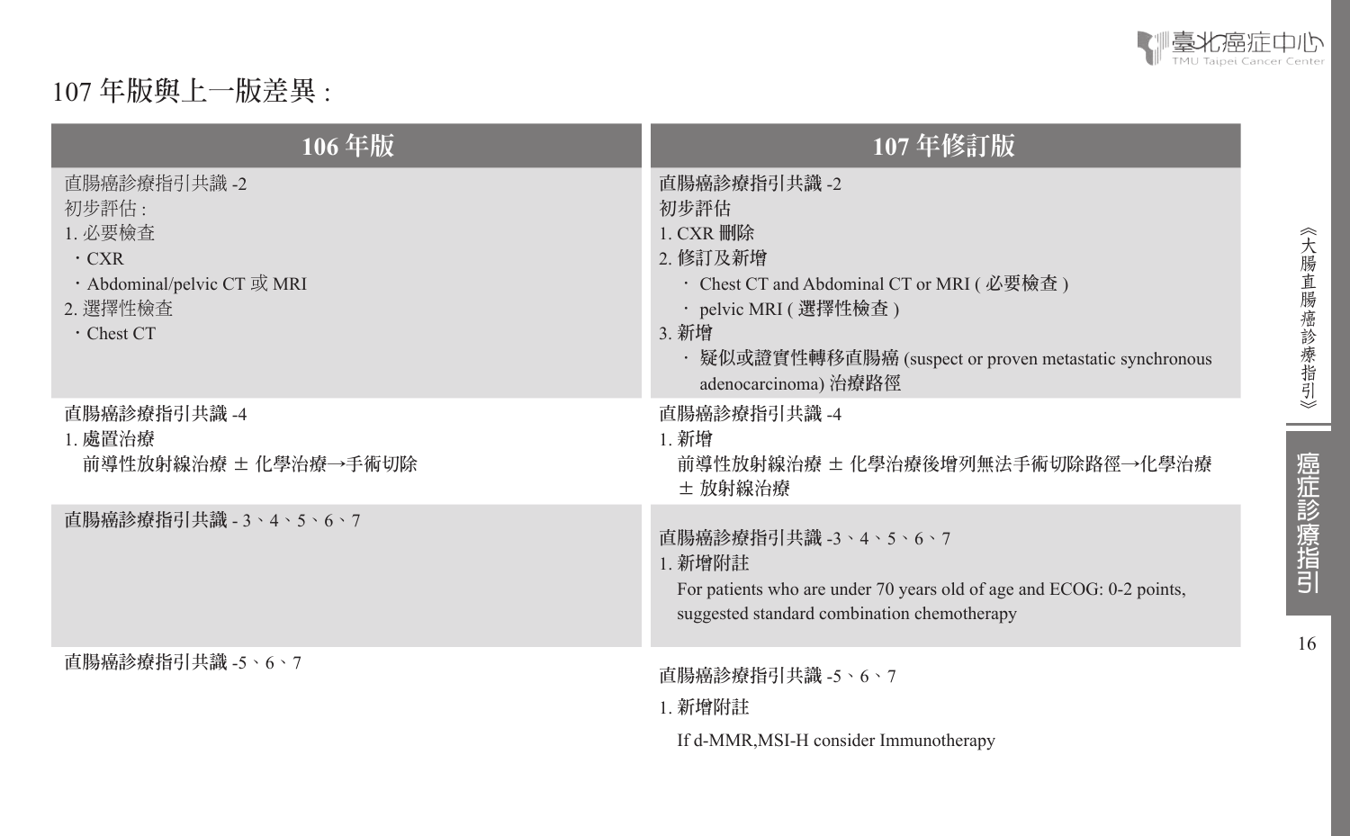107 年版與上一版差異 :

| 106 年版 | 107 年修訂版 |
|---|---|
| 直腸癌診療指引共識 -2<br>初步評估 :<br>1. 必要檢查<br>・CXR<br>・Abdominal/pelvic CT 或 MRI<br>2. 選擇性檢查<br>・Chest CT | 直腸癌診療指引共識 -2<br>初步評估<br>1. CXR 刪除<br>2. 修訂及新增<br>・ Chest CT and Abdominal CT or MRI ( 必要檢查 )<br>・ pelvic MRI ( 選擇性檢查 )<br>3. 新增<br>・ 疑似或證實性轉移直腸癌 (suspect or proven metastatic synchronous adenocarcinoma) 治療路徑 |
| 直腸癌診療指引共識 -4<br>1. 處置治療<br>前導性放射線治療 ± 化學治療→手術切除 | 直腸癌診療指引共識 -4<br>1. 新增<br>前導性放射線治療 ± 化學治療後增列無法手術切除路徑→化學治療 ± 放射線治療 |
| 直腸癌診療指引共識 - 3、4、5、6、7 | 直腸癌診療指引共識 -3、4、5、6、7<br>1. 新增附註<br>For patients who are under 70 years old of age and ECOG: 0-2 points, suggested standard combination chemotherapy |
| 直腸癌診療指引共識 -5、6、7 | 直腸癌診療指引共識 -5、6、7<br>1. 新增附註<br>If d-MMR,MSI-H consider Immunotherapy |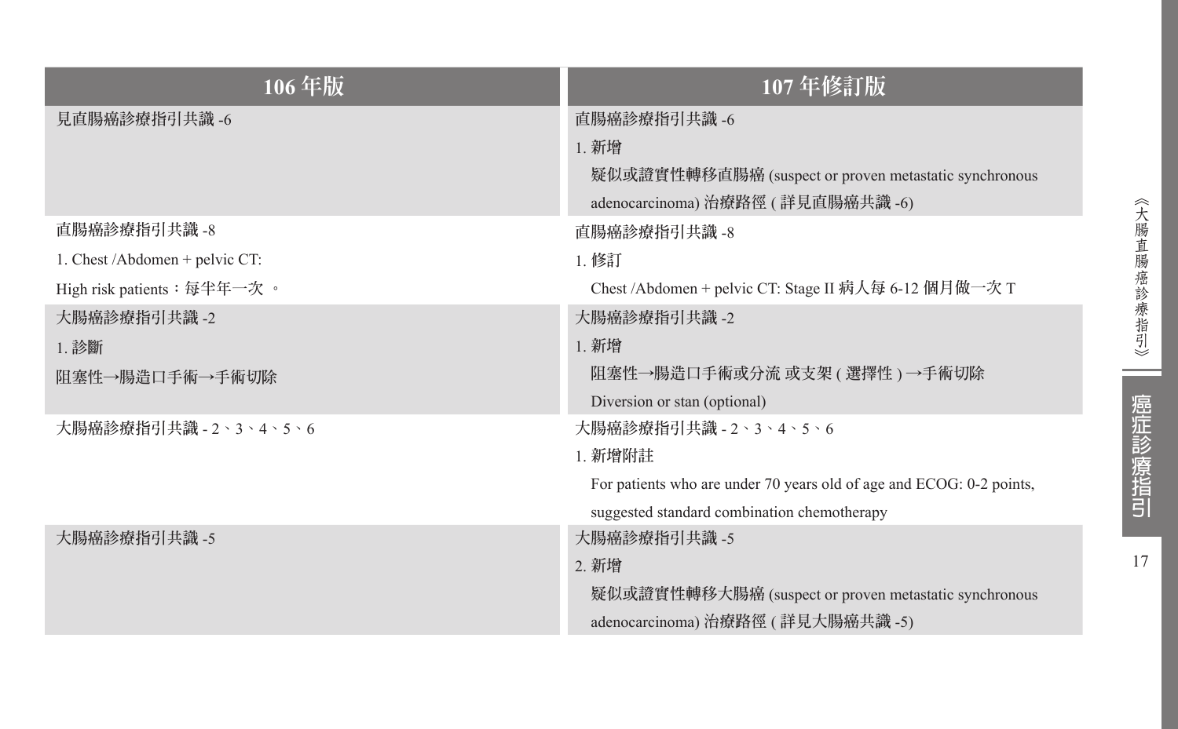| 106 年版 | 107 年修訂版 |
| --- | --- |
| 見直腸癌診療指引共識 -6 | 直腸癌診療指引共識 -6<br>1. 新增<br>疑似或證實性轉移直腸癌 (suspect or proven metastatic synchronous adenocarcinoma) 治療路徑 ( 詳見直腸癌共識 -6) |
| 直腸癌診療指引共識 -8<br>1. Chest /Abdomen + pelvic CT:<br>High risk patients：每半年一次 。 | 直腸癌診療指引共識 -8<br>1. 修訂<br>Chest /Abdomen + pelvic CT: Stage II 病人每 6-12 個月做一次 T |
| 大腸癌診療指引共識 -2<br>1. 診斷<br>阻塞性→腸造口手術→手術切除 | 大腸癌診療指引共識 -2<br>1. 新增<br>阻塞性→腸造口手術或分流 或支架 ( 選擇性 ) →手術切除<br>Diversion or stan (optional) |
| 大腸癌診療指引共識 - 2、3、4、5、6 | 大腸癌診療指引共識 - 2、3、4、5、6<br>1. 新增附註<br>For patients who are under 70 years old of age and ECOG: 0-2 points, suggested standard combination chemotherapy |
| 大腸癌診療指引共識 -5 | 大腸癌診療指引共識 -5<br>2. 新增<br>疑似或證實性轉移大腸癌 (suspect or proven metastatic synchronous adenocarcinoma) 治療路徑 ( 詳見大腸癌共識 -5) |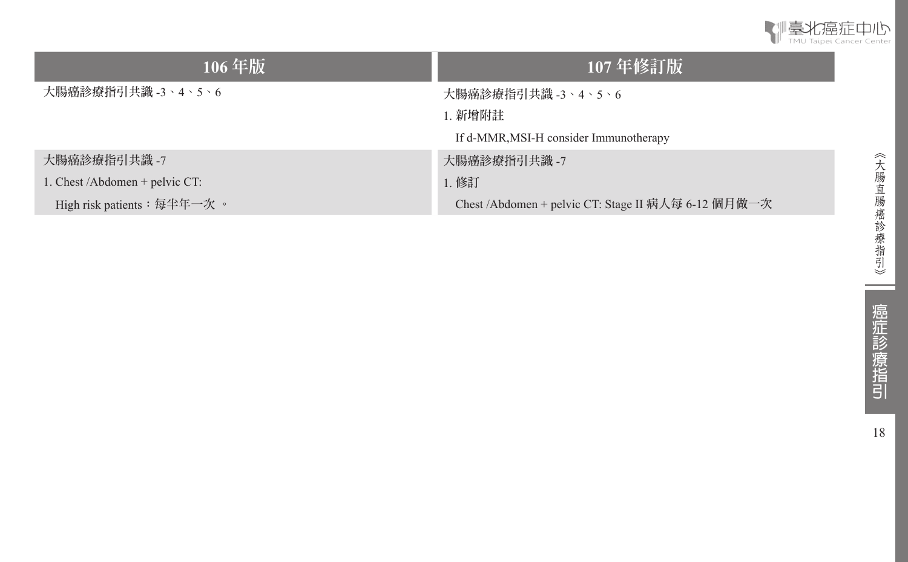| 106 年版 | 107 年修訂版 |
| --- | --- |
| 大腸癌診療指引共識 -3、4、5、6 | 大腸癌診療指引共識 -3、4、5、6<br>1. 新增附註<br>If d-MMR,MSI-H consider Immunotherapy |
| 大腸癌診療指引共識 -7<br>1. Chest /Abdomen + pelvic CT:<br>High risk patients：每半年一次 。 | 大腸癌診療指引共識 -7<br>1. 修訂<br>Chest /Abdomen + pelvic CT: Stage II 病人每 6-12 個月做一次 |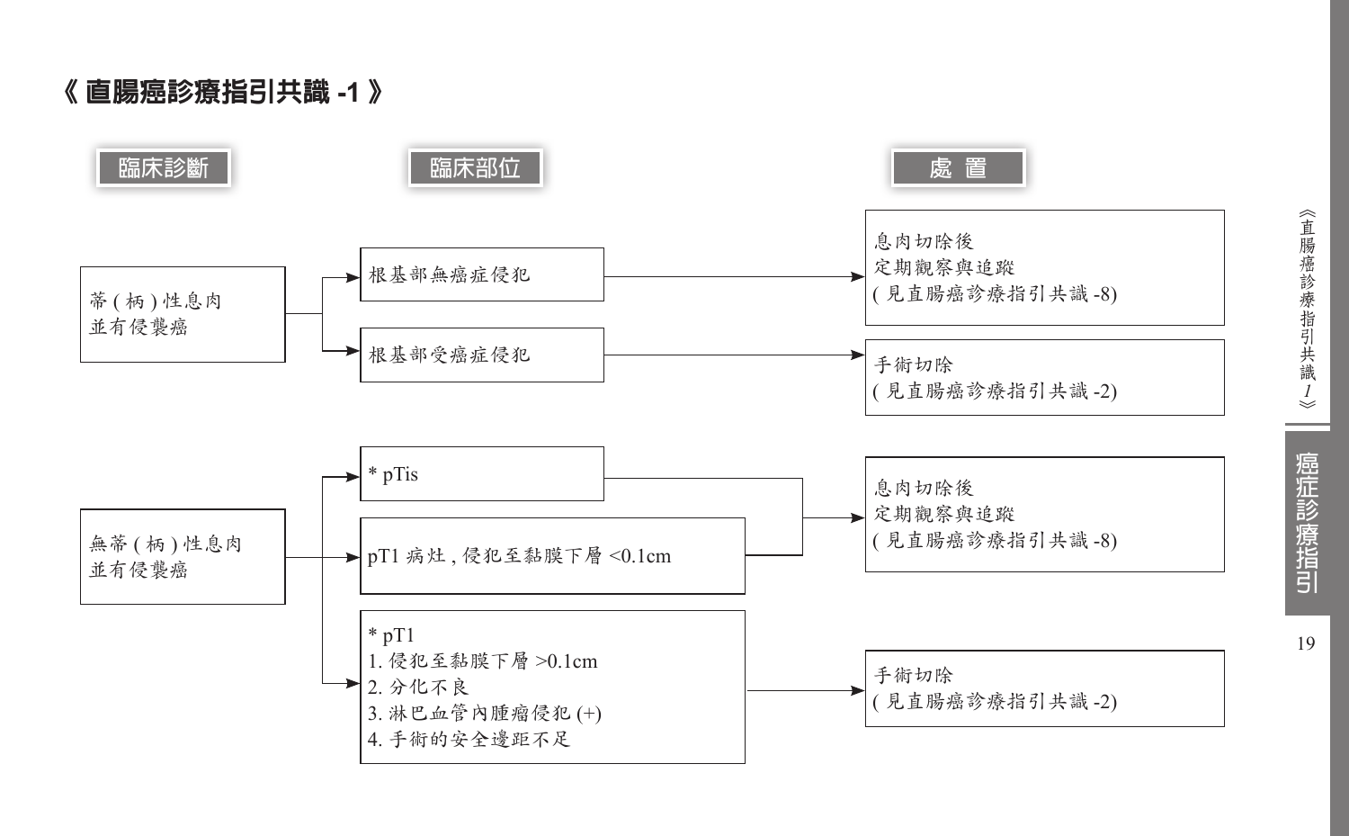# 《 直腸癌診療指引共識 -1 》

| 臨床診斷 | 臨床部位 | 處 置 |
| --- | --- | --- |
| 蒂 ( 柄 ) 性息肉並有侵襲癌 | 根基部無癌症侵犯 | 息肉切除後定期觀察與追蹤 ( 見直腸癌診療指引共識 -8) |
| | 根基部受癌症侵犯 | 手術切除 ( 見直腸癌診療指引共識 -2) |
| 無蒂 ( 柄 ) 性息肉並有侵襲癌 | * pTis | 息肉切除後定期觀察與追蹤 ( 見直腸癌診療指引共識 -8) |
| | pT1 病灶 , 侵犯至黏膜下層 <0.1cm | 息肉切除後定期觀察與追蹤 ( 見直腸癌診療指引共識 -8) |
| | * pT1<br>1. 侵犯至黏膜下層 >0.1cm<br>2. 分化不良<br>3. 淋巴血管內腫瘤侵犯 (+)<br>4. 手術的安全邊距不足 | 手術切除 ( 見直腸癌診療指引共識 -2) |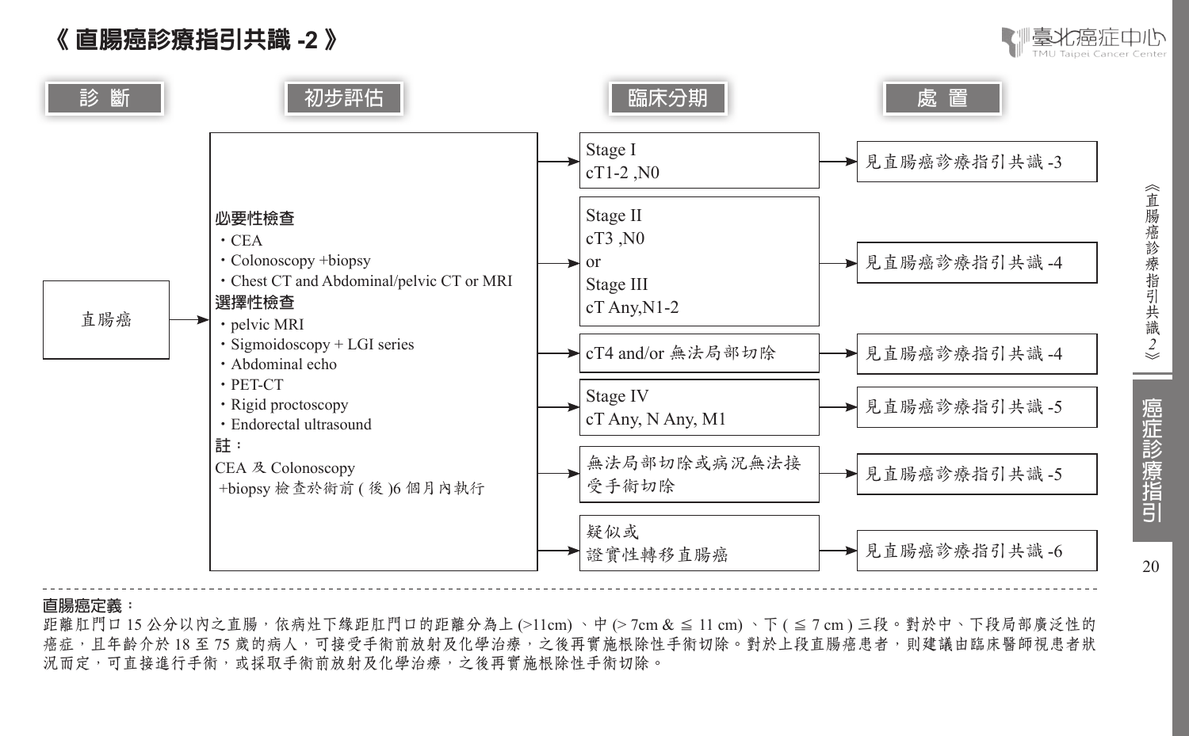# 《 直腸癌診療指引共識 -2 》

**診 斷** → **初步評估** → **臨床分期** → **處 置**

**診斷：** 直腸癌

**初步評估：**

**必要性檢查**
- CEA
- Colonoscopy +biopsy
- Chest CT and Abdominal/pelvic CT or MRI

**選擇性檢查**
- pelvic MRI
- Sigmoidoscopy + LGI series
- Abdominal echo
- PET-CT
- Rigid proctoscopy
- Endorectal ultrasound

**註：**
CEA 及 Colonoscopy +biopsy 檢查於術前 ( 後 )6 個月內執行

| 臨床分期 | 處 置 |
|---|---|
| Stage I<br>cT1-2 ,N0 | 見直腸癌診療指引共識 -3 |
| Stage II<br>cT3 ,N0<br>or<br>Stage III<br>cT Any,N1-2 | 見直腸癌診療指引共識 -4 |
| cT4 and/or 無法局部切除 | 見直腸癌診療指引共識 -4 |
| Stage IV<br>cT Any, N Any, M1 | 見直腸癌診療指引共識 -5 |
| 無法局部切除或病況無法接受手術切除 | 見直腸癌診療指引共識 -5 |
| 疑似或證實性轉移直腸癌 | 見直腸癌診療指引共識 -6 |

---

**直腸癌定義：**
距離肛門口 15 公分以內之直腸，依病灶下緣距肛門口的距離分為上 (>11cm) 、中 (> 7cm & ≦ 11 cm) 、下 ( ≦ 7 cm ) 三段。對於中、下段局部廣泛性的癌症，且年齡介於 18 至 75 歲的病人，可接受手術前放射及化學治療，之後再實施根除性手術切除。對於上段直腸癌患者，則建議由臨床醫師視患者狀況而定，可直接進行手術，或採取手術前放射及化學治療，之後再實施根除性手術切除。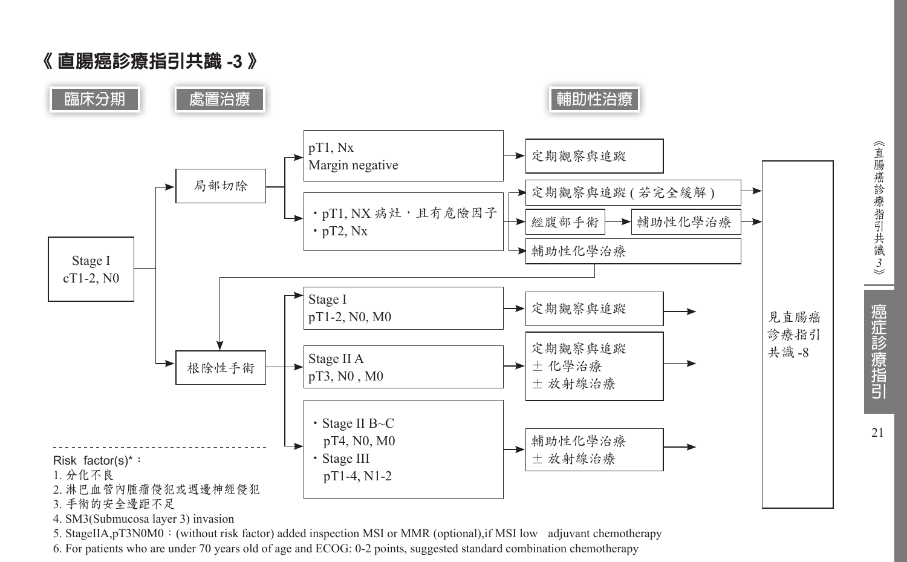# 《 直腸癌診療指引共識 -3 》

**臨床分期** → **處置治療** → **輔助性治療**

**Stage I cT1-2, N0**

- 局部切除
  - pT1, Nx / Margin negative → 定期觀察與追蹤
  - ・pT1, NX 病灶，且有危險因子 / ・pT2, Nx
    - → 定期觀察與追蹤 ( 若完全緩解 ) → 見直腸癌診療指引共識 -8
    - → 經腹部手術 → 輔助性化學治療 → 見直腸癌診療指引共識 -8
    - → 輔助性化學治療 → 根除性手術
- 根除性手術
  - Stage I / pT1-2, N0, M0 → 定期觀察與追蹤 → 見直腸癌診療指引共識 -8
  - Stage II A / pT3, N0 , M0 → 定期觀察與追蹤 / ± 化學治療 / ± 放射線治療 → 見直腸癌診療指引共識 -8
  - ・Stage II B~C / pT4, N0, M0 / ・Stage III / pT1-4, N1-2 → 輔助性化學治療 / ± 放射線治療 → 見直腸癌診療指引共識 -8

Risk factor(s)*：
1. 分化不良
2. 淋巴血管內腫瘤侵犯或週邊神經侵犯
3. 手術的安全邊距不足
4. SM3(Submucosa layer 3) invasion
5. StageIIA,pT3N0M0：(without risk factor) added inspection MSI or MMR (optional),if MSI low adjuvant chemotherapy
6. For patients who are under 70 years old of age and ECOG: 0-2 points, suggested standard combination chemotherapy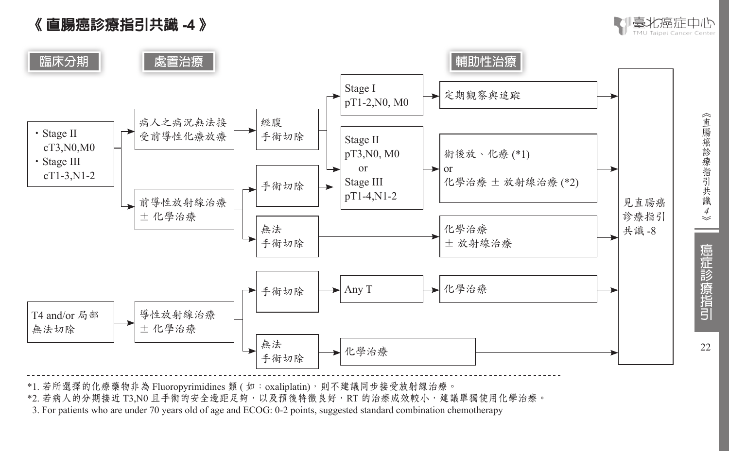# 《直腸癌診療指引共識 -4》

**臨床分期** → **處置治療** → **輔助性治療**

- ・Stage II cT3,N0,M0
- ・Stage III cT1-3,N1-2
  - 病人之病況無法接受前導性化療放療 → 經腹手術切除
    - Stage I pT1-2,N0, M0 → 定期觀察與追蹤 → 見直腸癌診療指引共識 -8
    - Stage II pT3,N0, M0 or Stage III pT1-4,N1-2 → 術後放、化療 (*1) or 化學治療 ± 放射線治療 (*2) → 見直腸癌診療指引共識 -8
  - 前導性放射線治療 ± 化學治療
    - 手術切除 → Stage II pT3,N0, M0 or Stage III pT1-4,N1-2 → 術後放、化療 (*1) or 化學治療 ± 放射線治療 (*2) → 見直腸癌診療指引共識 -8
    - 無法手術切除 → 化學治療 ± 放射線治療 → 見直腸癌診療指引共識 -8

- T4 and/or 局部無法切除 → 導性放射線治療 ± 化學治療
  - 手術切除 → Any T → 化學治療 → 見直腸癌診療指引共識 -8
  - 無法手術切除 → 化學治療 → 見直腸癌診療指引共識 -8

---

*1. 若所選擇的化療藥物非為 Fluoropyrimidines 類 ( 如：oxaliplatin)，則不建議同步接受放射線治療。

*2. 若病人的分期接近 T3,N0 且手術的安全邊距足夠，以及預後特徵良好，RT 的治療成效較小，建議單獨使用化學治療。

3. For patients who are under 70 years old of age and ECOG: 0-2 points, suggested standard combination chemotherapy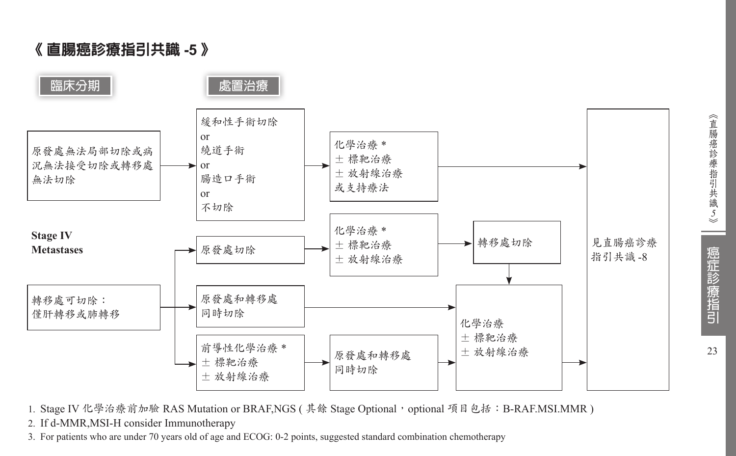# 《直腸癌診療指引共識 -5》

**臨床分期**

**處置治療**

**Stage IV Metastases**

- 原發處無法局部切除或病況無法接受切除或轉移處無法切除
  → 緩和性手術切除 or 繞道手術 or 腸造口手術 or 不切除
  → 化學治療 * ± 標靶治療 ± 放射線治療 或支持療法
  → 見直腸癌診療指引共識 -8

- 轉移處可切除：僅肝轉移或肺轉移
  - → 原發處切除 → 化學治療 * ± 標靶治療 ± 放射線治療 → 轉移處切除 → 化學治療 ± 標靶治療 ± 放射線治療 → 見直腸癌診療指引共識 -8
  - → 原發處和轉移處同時切除 → 化學治療 ± 標靶治療 ± 放射線治療 → 見直腸癌診療指引共識 -8
  - → 前導性化學治療 * ± 標靶治療 ± 放射線治療 → 原發處和轉移處同時切除 → 化學治療 ± 標靶治療 ± 放射線治療 → 見直腸癌診療指引共識 -8

1. Stage IV 化學治療前加驗 RAS Mutation or BRAF,NGS ( 其餘 Stage Optional，optional 項目包括：B-RAF.MSI.MMR )
2. If d-MMR,MSI-H consider Immunotherapy
3. For patients who are under 70 years old of age and ECOG: 0-2 points, suggested standard combination chemotherapy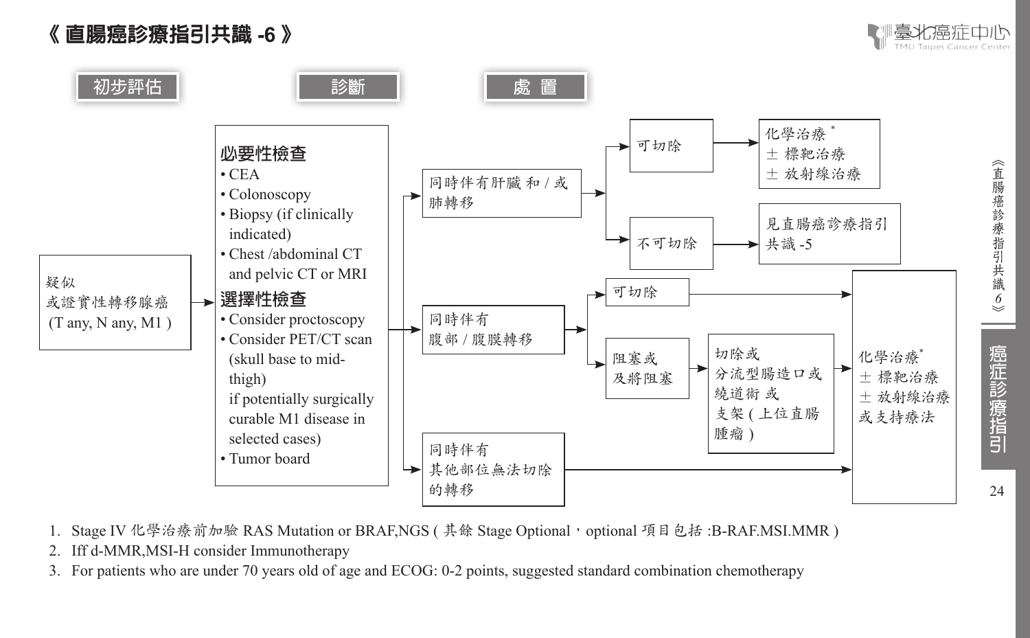# 《 直腸癌診療指引共識 -6 》

**初步評估** → **診斷** → **處置**

**初步評估**

疑似
或證實性轉移腺癌
(T any, N any, M1 )

**診斷**

**必要性檢查**
- CEA
- Colonoscopy
- Biopsy (if clinically indicated)
- Chest /abdominal CT and pelvic CT or MRI

**選擇性檢查**
- Consider proctoscopy
- Consider PET/CT scan (skull base to mid-thigh) if potentially surgically curable M1 disease in selected cases)
- Tumor board

**處置**

- 同時伴有肝臟 和 / 或肺轉移
  - 可切除 → 化學治療 * ± 標靶治療 ± 放射線治療
  - 不可切除 → 見直腸癌診療指引共識 -5
- 同時伴有腹部 / 腹膜轉移
  - 可切除 → 化學治療* ± 標靶治療 ± 放射線治療 或支持療法
  - 阻塞或及將阻塞 → 切除或分流型腸造口或繞道術 或支架 ( 上位直腸腫瘤 ) → 化學治療* ± 標靶治療 ± 放射線治療 或支持療法
- 同時伴有其他部位無法切除的轉移 → 化學治療* ± 標靶治療 ± 放射線治療 或支持療法

1. Stage IV 化學治療前加驗 RAS Mutation or BRAF,NGS ( 其餘 Stage Optional，optional 項目包括 :B-RAF.MSI.MMR )
2. Iff d-MMR,MSI-H consider Immunotherapy
3. For patients who are under 70 years old of age and ECOG: 0-2 points, suggested standard combination chemotherapy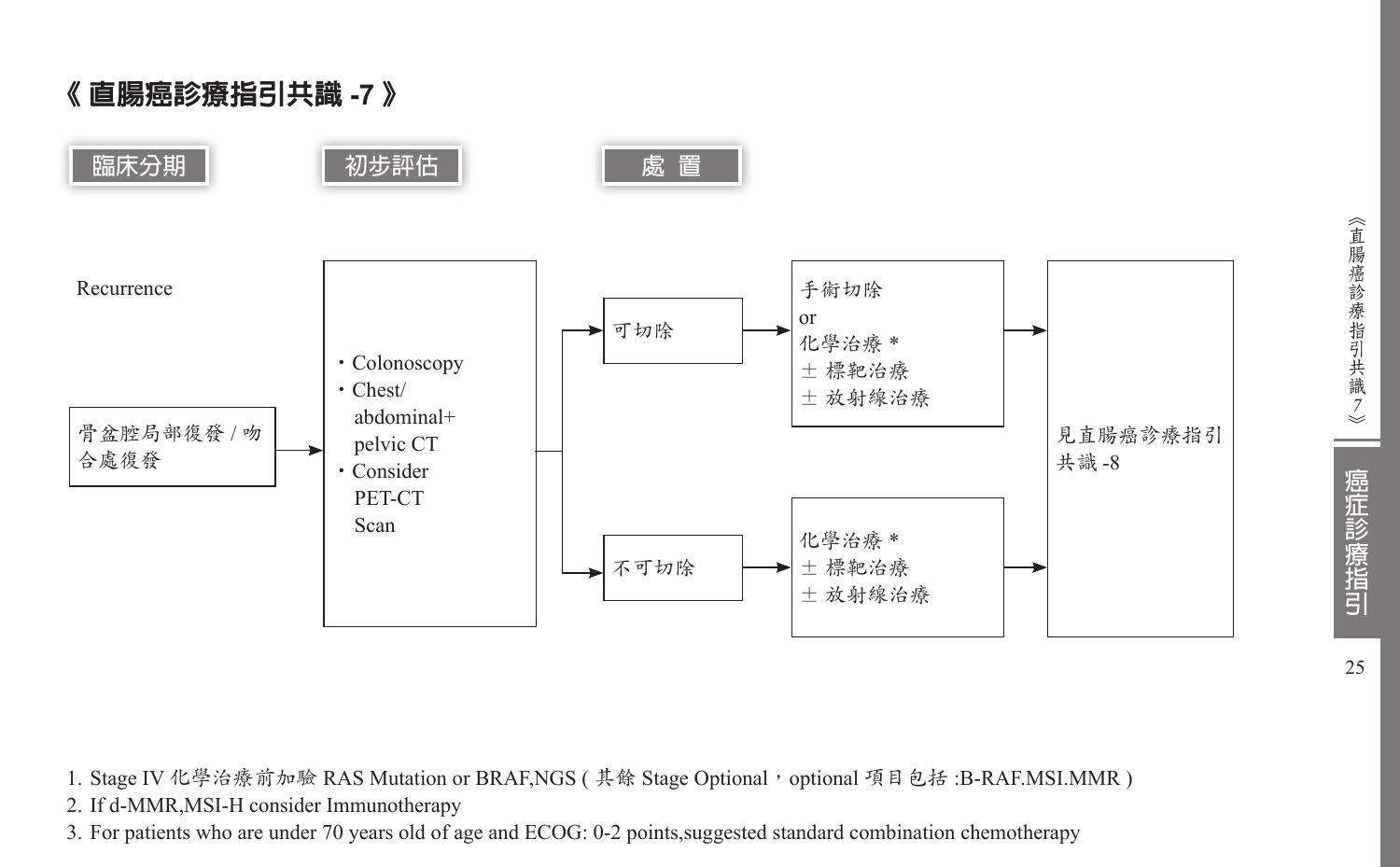# 《 直腸癌診療指引共識 -7 》

| 臨床分期 | 初步評估 | | 處 置 | |
|---|---|---|---|---|
| Recurrence<br><br>骨盆腔局部復發 / 吻合處復發 | ・Colonoscopy<br>・Chest/ abdominal+ pelvic CT<br>・Consider PET-CT Scan | 可切除 | 手術切除<br>or<br>化學治療 *<br>± 標靶治療<br>± 放射線治療 | 見直腸癌診療指引共識 -8 |
| | | 不可切除 | 化學治療 *<br>± 標靶治療<br>± 放射線治療 | 見直腸癌診療指引共識 -8 |

1. Stage IV 化學治療前加驗 RAS Mutation or BRAF,NGS ( 其餘 Stage Optional，optional 項目包括 :B-RAF.MSI.MMR )
2. If d-MMR,MSI-H consider Immunotherapy
3. For patients who are under 70 years old of age and ECOG: 0-2 points,suggested standard combination chemotherapy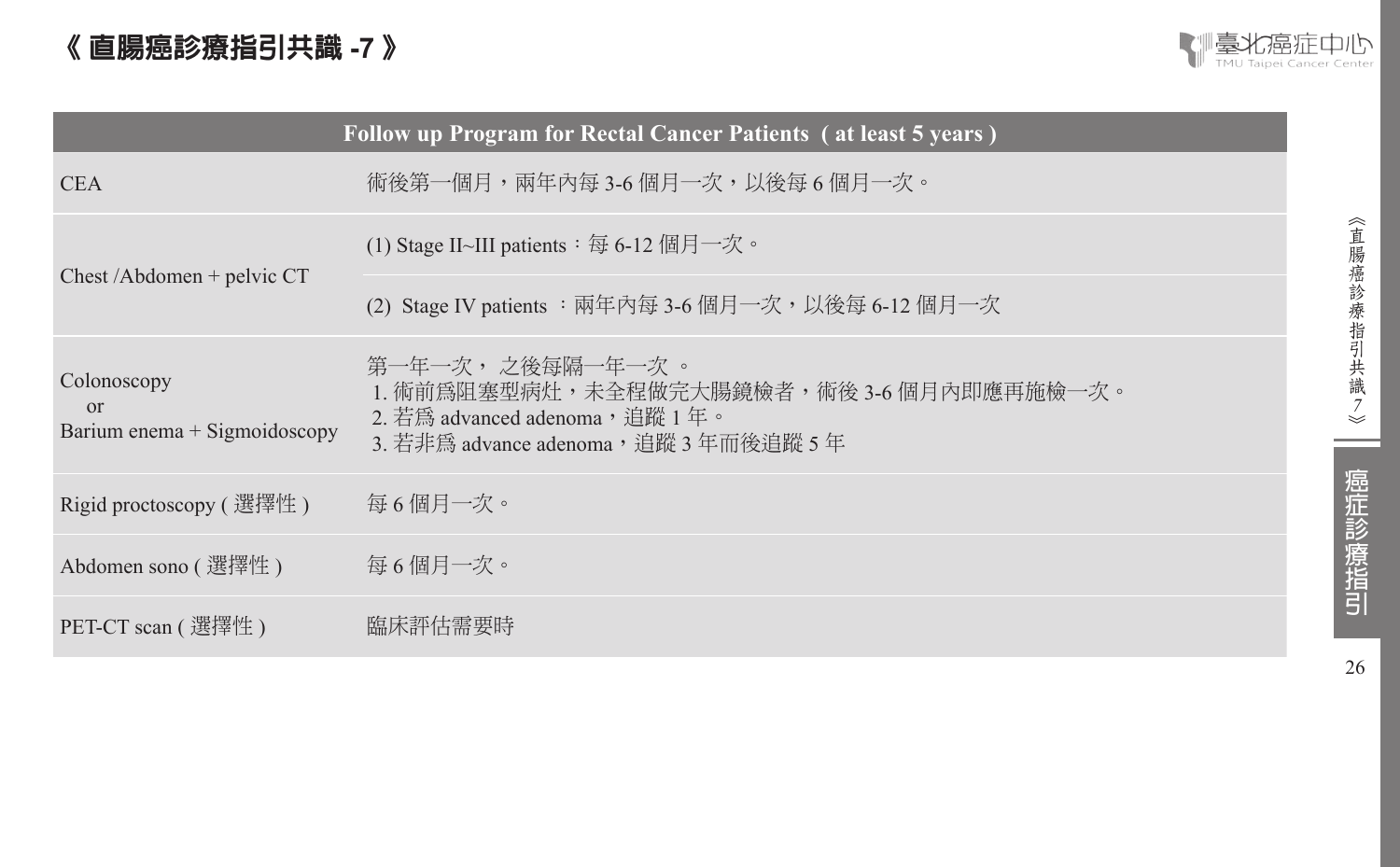# 《 直腸癌診療指引共識 -7 》

| Follow up Program for Rectal Cancer Patients （at least 5 years） | |
|---|---|
| CEA | 術後第一個月，兩年內每 3-6 個月一次，以後每 6 個月一次。 |
| Chest /Abdomen + pelvic CT | (1) Stage II~III patients：每 6-12 個月一次。 |
| | (2) Stage IV patients ：兩年內每 3-6 個月一次，以後每 6-12 個月一次 |
| Colonoscopy or Barium enema + Sigmoidoscopy | 第一年一次， 之後每隔一年一次 。<br>1. 術前為阻塞型病灶，未全程做完大腸鏡檢者，術後 3-6 個月內即應再施檢一次。<br>2. 若為 advanced adenoma，追蹤 1 年。<br>3. 若非為 advance adenoma，追蹤 3 年而後追蹤 5 年 |
| Rigid proctoscopy ( 選擇性 ) | 每 6 個月一次。 |
| Abdomen sono ( 選擇性 ) | 每 6 個月一次。 |
| PET-CT scan ( 選擇性 ) | 臨床評估需要時 |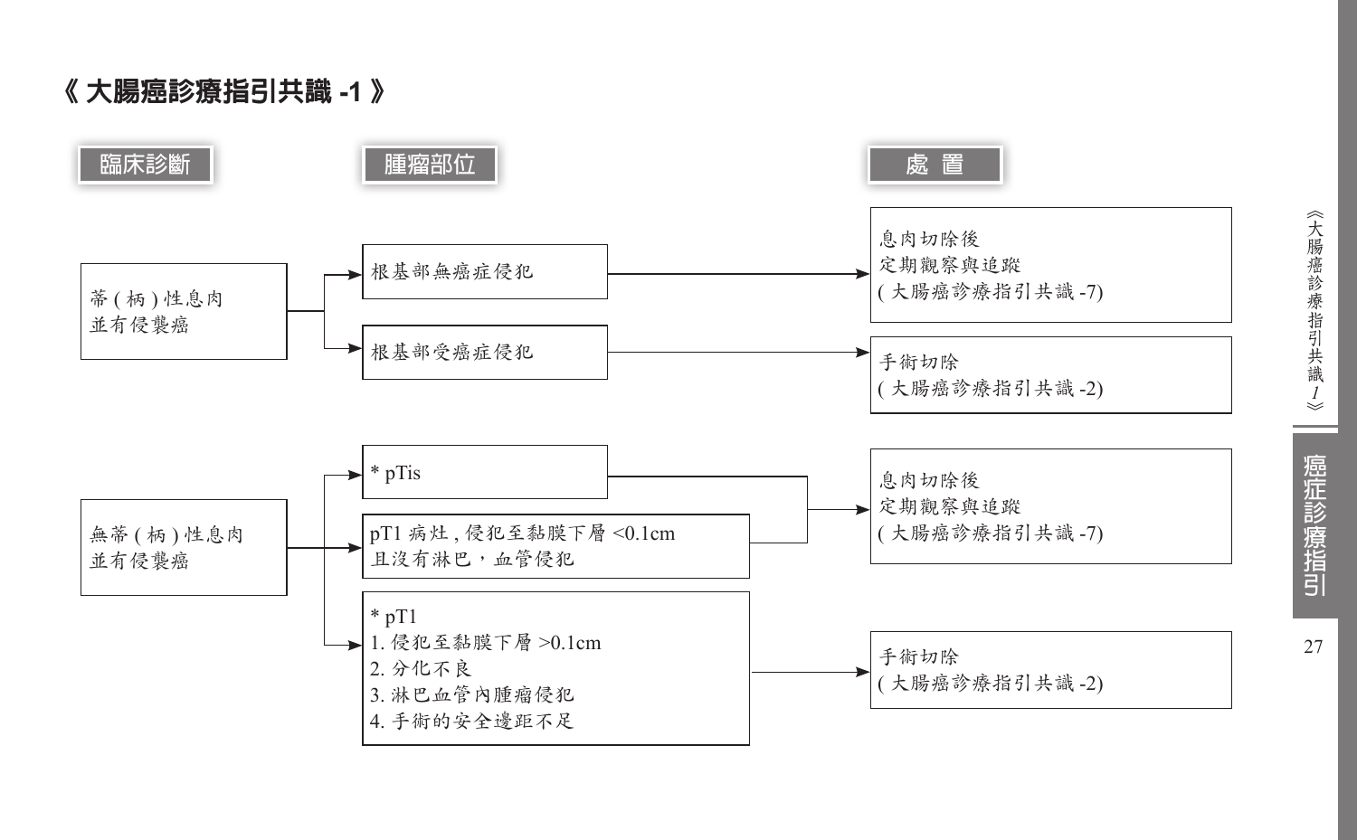# 《 大腸癌診療指引共識 -1 》

| 臨床診斷 | 腫瘤部位 | 處置 |
| --- | --- | --- |
| 蒂 ( 柄 ) 性息肉並有侵襲癌 | 根基部無癌症侵犯 | 息肉切除後定期觀察與追蹤 ( 大腸癌診療指引共識 -7) |
| | 根基部受癌症侵犯 | 手術切除 ( 大腸癌診療指引共識 -2) |
| 無蒂 ( 柄 ) 性息肉並有侵襲癌 | * pTis | 息肉切除後定期觀察與追蹤 ( 大腸癌診療指引共識 -7) |
| | pT1 病灶 , 侵犯至黏膜下層 <0.1cm 且沒有淋巴，血管侵犯 | 息肉切除後定期觀察與追蹤 ( 大腸癌診療指引共識 -7) |
| | * pT1<br>1. 侵犯至黏膜下層 >0.1cm<br>2. 分化不良<br>3. 淋巴血管內腫瘤侵犯<br>4. 手術的安全邊距不足 | 手術切除 ( 大腸癌診療指引共識 -2) |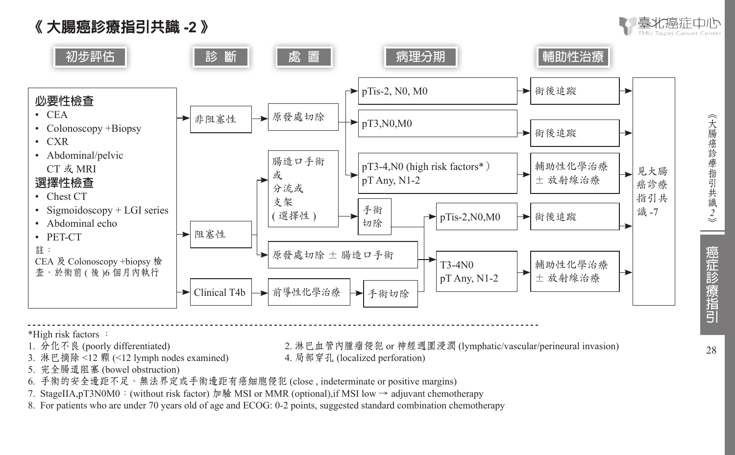# 《大腸癌診療指引共識 -2》

**初步評估** → **診 斷** → **處 置** → **病理分期** → **輔助性治療**

## 初步評估

**必要性檢查**
- CEA
- Colonoscopy +Biopsy
- CXR
- Abdominal/pelvic CT 或 MRI

**選擇性檢查**
- Chest CT
- Sigmoidoscopy + LGI series
- Abdominal echo
- PET-CT

註：
CEA 及 Colonoscopy +biopsy 檢查，於術前 ( 後 )6 個月內執行

## 診斷、處置、病理分期與輔助性治療

- 非阻塞性 → 原發處切除
  - pTis-2, N0, M0 → 術後追蹤
  - pT3,N0,M0 → 術後追蹤
  - pT3-4,N0 (high risk factors*）、pT Any, N1-2 → 輔助性化學治療 ± 放射線治療
- 阻塞性
  - 腸造口手術或分流或支架 ( 選擇性 ) → 手術切除
  - 原發處切除 ± 腸造口手術
  - → pTis-2,N0,M0 → 術後追蹤
  - → T3-4N0、pT Any, N1-2 → 輔助性化學治療 ± 放射線治療
- Clinical T4b → 前導性化學治療 → 手術切除
  - → pTis-2,N0,M0 → 術後追蹤
  - → T3-4N0、pT Any, N1-2 → 輔助性化學治療 ± 放射線治療

所有輔助性治療後 → 見大腸癌診療指引共識 -7

---

*High risk factors ：
1. 分化不良 (poorly differentiated)
2. 淋巴血管內腫瘤侵犯 or 神經週圍浸潤 (lymphatic/vascular/perineural invasion)
3. 淋巴摘除 <12 顆 (<12 lymph nodes examined)
4. 局部穿孔 (localized perforation)
5. 完全腸道阻塞 (bowel obstruction)
6. 手術的安全邊距不足、無法界定或手術邊距有癌細胞侵犯 (close , indeterminate or positive margins)
7. StageIIA,pT3N0M0：(without risk factor) 加驗 MSI or MMR (optional),if MSI low → adjuvant chemotherapy
8. For patients who are under 70 years old of age and ECOG: 0-2 points, suggested standard combination chemotherapy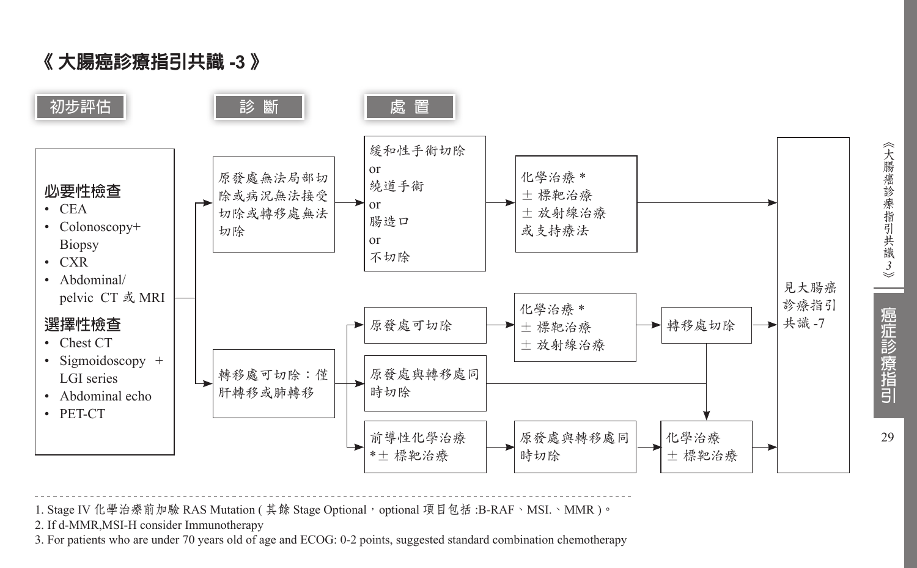# 《 大腸癌診療指引共識 -3 》

**初步評估** → **診 斷** → **處 置**

## 初步評估

**必要性檢查**
- CEA
- Colonoscopy+ Biopsy
- CXR
- Abdominal/ pelvic CT 或 MRI

**選擇性檢查**
- Chest CT
- Sigmoidoscopy + LGI series
- Abdominal echo
- PET-CT

## 診斷與處置

1. 原發處無法局部切除或病況無法接受切除或轉移處無法切除 → 緩和性手術切除 or 繞道手術 or 腸造口 or 不切除 → 化學治療 * ± 標靶治療 ± 放射線治療 或支持療法 → 見大腸癌診療指引共識 -7

2. 轉移處可切除：僅肝轉移或肺轉移 →
   - 原發處可切除 → 化學治療 * ± 標靶治療 ± 放射線治療 → 轉移處切除 → 見大腸癌診療指引共識 -7
   - 原發處與轉移處同時切除 → 化學治療 ± 標靶治療 → 見大腸癌診療指引共識 -7
   - 前導性化學治療 *± 標靶治療 → 原發處與轉移處同時切除 → 化學治療 ± 標靶治療 → 見大腸癌診療指引共識 -7

---

1. Stage IV 化學治療前加驗 RAS Mutation ( 其餘 Stage Optional，optional 項目包括 :B-RAF、MSI.、MMR )。
2. If d-MMR,MSI-H consider Immunotherapy
3. For patients who are under 70 years old of age and ECOG: 0-2 points, suggested standard combination chemotherapy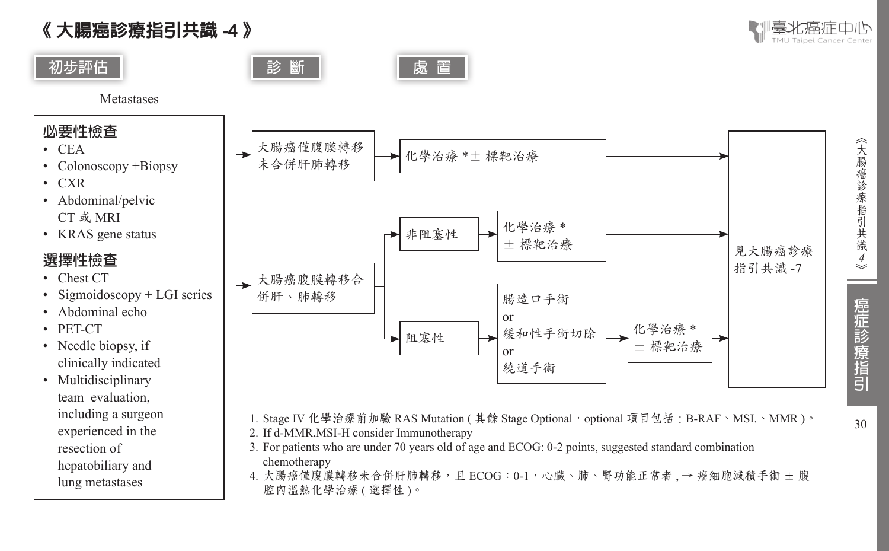# 《 大腸癌診療指引共識 -4 》

**初步評估** | **診 斷** | **處 置**

Metastases

### 必要性檢查
- CEA
- Colonoscopy +Biopsy
- CXR
- Abdominal/pelvic CT 或 MRI
- KRAS gene status

### 選擇性檢查
- Chest CT
- Sigmoidoscopy + LGI series
- Abdominal echo
- PET-CT
- Needle biopsy, if clinically indicated
- Multidisciplinary team evaluation, including a surgeon experienced in the resection of hepatobiliary and lung metastases

**診斷／處置流程：**

- 大腸癌僅腹膜轉移未合併肝肺轉移 → 化學治療 *± 標靶治療 → 見大腸癌診療指引共識 -7
- 大腸癌腹膜轉移合併肝、肺轉移
  - 非阻塞性 → 化學治療 * ± 標靶治療 → 見大腸癌診療指引共識 -7
  - 阻塞性 → 腸造口手術 or 緩和性手術切除 or 繞道手術 → 化學治療 * ± 標靶治療 → 見大腸癌診療指引共識 -7

---

1. Stage IV 化學治療前加驗 RAS Mutation ( 其餘 Stage Optional，optional 項目包括：B-RAF、MSI.、MMR )。
2. If d-MMR,MSI-H consider Immunotherapy
3. For patients who are under 70 years old of age and ECOG: 0-2 points, suggested standard combination chemotherapy
4. 大腸癌僅腹膜轉移未合併肝肺轉移，且 ECOG：0-1，心臟、肺、腎功能正常者 ,→ 癌細胞減積手術 ± 腹腔內溫熱化學治療 ( 選擇性 )。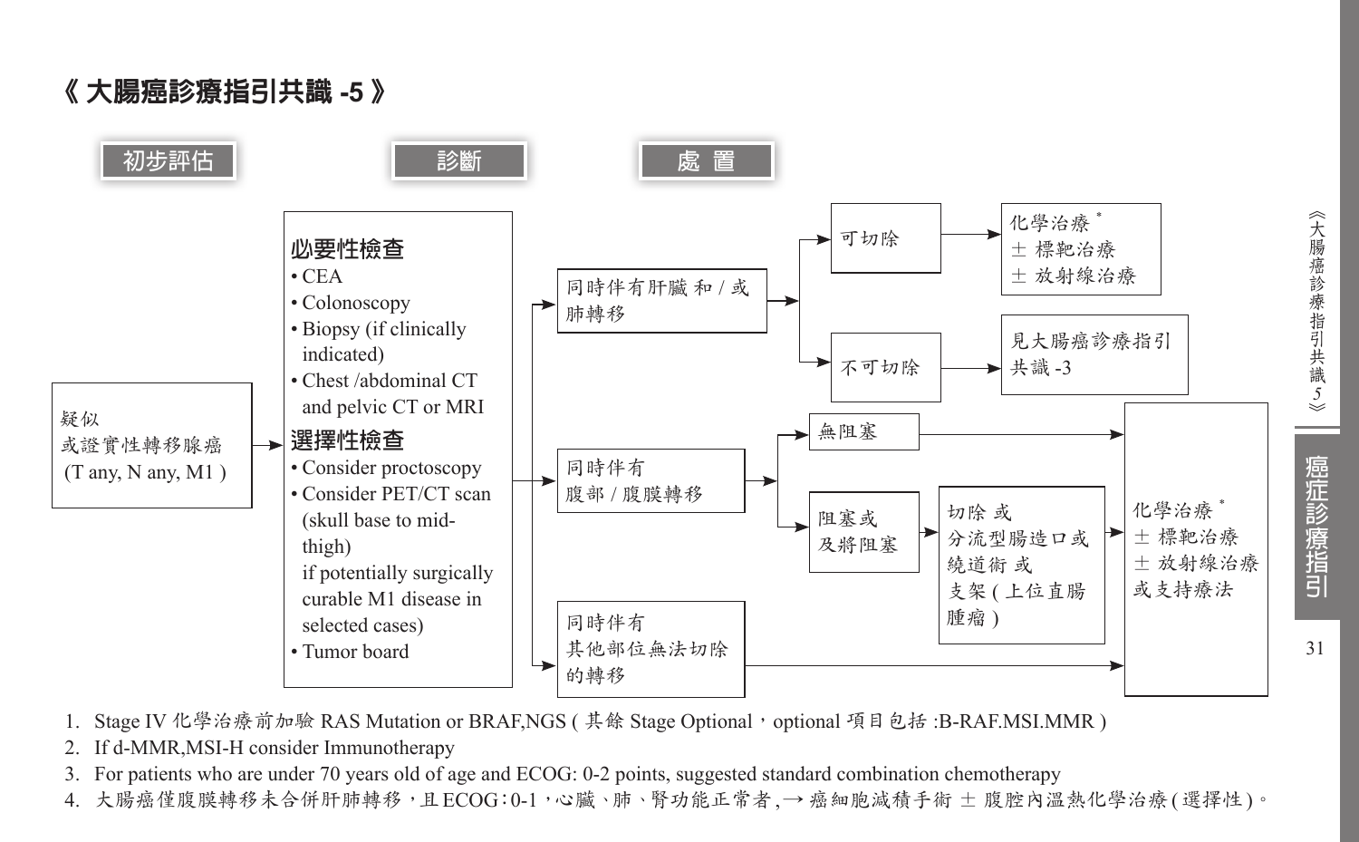## 《 大腸癌診療指引共識 -5 》

**初步評估** → **診斷** → **處 置**

**初步評估**

疑似或證實性轉移腺癌 (T any, N any, M1 )

**診斷**

**必要性檢查**
- CEA
- Colonoscopy
- Biopsy (if clinically indicated)
- Chest /abdominal CT and pelvic CT or MRI

**選擇性檢查**
- Consider proctoscopy
- Consider PET/CT scan (skull base to mid-thigh) if potentially surgically curable M1 disease in selected cases)
- Tumor board

**處 置**

- 同時伴有肝臟 和 / 或肺轉移
  - 可切除 → 化學治療 [*] ± 標靶治療 ± 放射線治療
  - 不可切除 → 見大腸癌診療指引共識 -3
- 同時伴有腹部 / 腹膜轉移
  - 無阻塞 → 化學治療 [*] ± 標靶治療 ± 放射線治療 或支持療法
  - 阻塞或及將阻塞 → 切除 或 分流型腸造口或繞道術 或 支架 ( 上位直腸腫瘤 ) → 化學治療 [*] ± 標靶治療 ± 放射線治療 或支持療法
- 同時伴有其他部位無法切除的轉移 → 化學治療 [*] ± 標靶治療 ± 放射線治療 或支持療法

1. Stage IV 化學治療前加驗 RAS Mutation or BRAF,NGS ( 其餘 Stage Optional，optional 項目包括 :B-RAF.MSI.MMR )
2. If d-MMR,MSI-H consider Immunotherapy
3. For patients who are under 70 years old of age and ECOG: 0-2 points, suggested standard combination chemotherapy
4. 大腸癌僅腹膜轉移未合併肝肺轉移，且 ECOG：0-1，心臟、肺、腎功能正常者 ,→ 癌細胞減積手術 ± 腹腔內溫熱化學治療 ( 選擇性 )。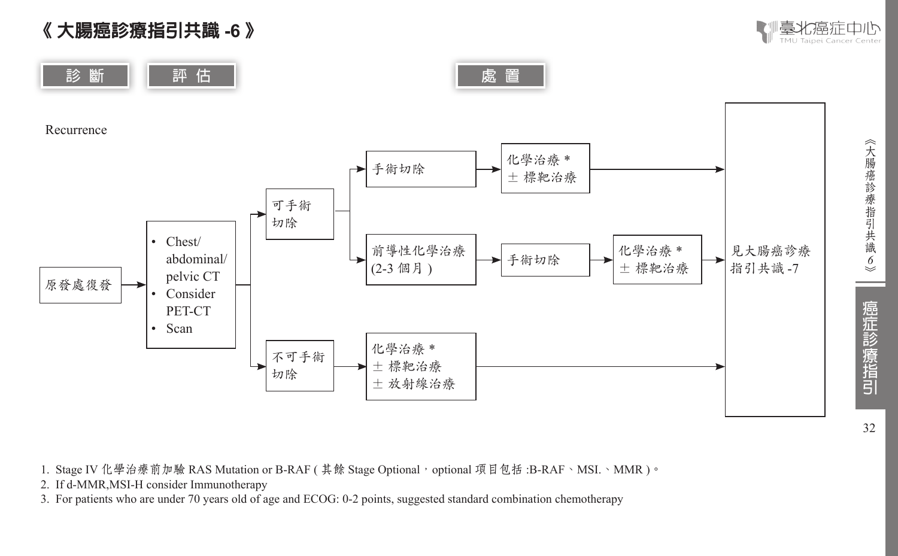# 《 大腸癌診療指引共識 -6 》

**診 斷** **評 估** **處 置**

Recurrence

- 原發處復發 → 
  - Chest/abdominal/pelvic CT
  - Consider PET-CT
  - Scan
  
  → 可手術切除
  - → 手術切除 → 化學治療 * ± 標靶治療 → 見大腸癌診療指引共識 -7
  - → 前導性化學治療 (2-3 個月 ) → 手術切除 → 化學治療 * ± 標靶治療 → 見大腸癌診療指引共識 -7
  
  → 不可手術切除
  - → 化學治療 * ± 標靶治療 ± 放射線治療 → 見大腸癌診療指引共識 -7

1. Stage IV 化學治療前加驗 RAS Mutation or B-RAF ( 其餘 Stage Optional，optional 項目包括 :B-RAF、MSI.、MMR )。
2. If d-MMR,MSI-H consider Immunotherapy
3. For patients who are under 70 years old of age and ECOG: 0-2 points, suggested standard combination chemotherapy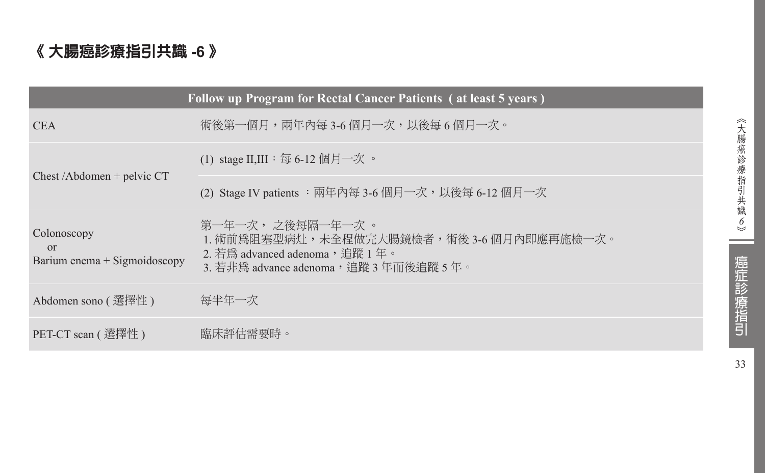# 《 大腸癌診療指引共識 -6 》

| Follow up Program for Rectal Cancer Patients ( at least 5 years ) | |
|---|---|
| CEA | 術後第一個月，兩年內每 3-6 個月一次，以後每 6 個月一次。 |
| Chest /Abdomen + pelvic CT | (1) stage II,III：每 6-12 個月一次 。 |
| | (2) Stage IV patients ：兩年內每 3-6 個月一次，以後每 6-12 個月一次 |
| Colonoscopy<br>or<br>Barium enema + Sigmoidoscopy | 第一年一次， 之後每隔一年一次 。<br>1. 術前為阻塞型病灶，未全程做完大腸鏡檢者，術後 3-6 個月內即應再施檢一次。<br>2. 若為 advanced adenoma，追蹤 1 年。<br>3. 若非為 advance adenoma，追蹤 3 年而後追蹤 5 年。 |
| Abdomen sono ( 選擇性 ) | 每半年一次 |
| PET-CT scan ( 選擇性 ) | 臨床評估需要時。 |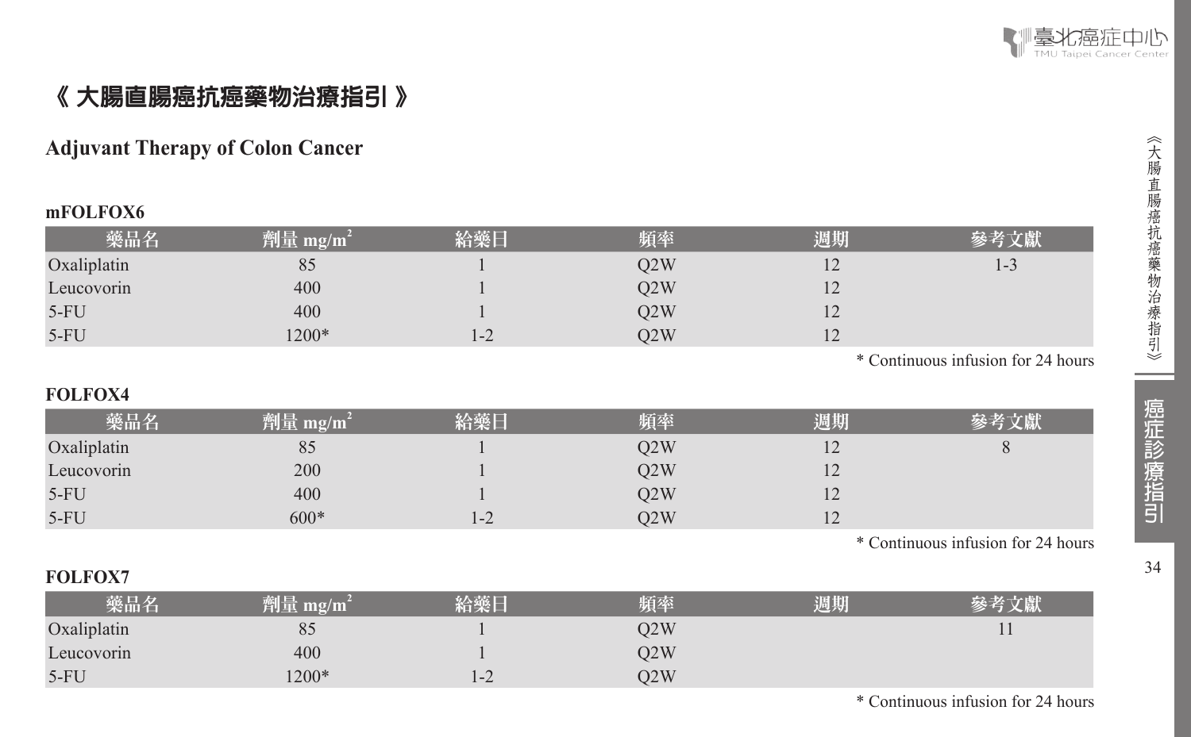# 《 大腸直腸癌抗癌藥物治療指引 》

## Adjuvant Therapy of Colon Cancer

### mFOLFOX6

| 藥品名 | 劑量 $mg/m^2$ | 給藥日 | 頻率 | 週期 | 參考文獻 |
|---|---|---|---|---|---|
| Oxaliplatin | 85 | 1 | Q2W | 12 | 1-3 |
| Leucovorin | 400 | 1 | Q2W | 12 | |
| 5-FU | 400 | 1 | Q2W | 12 | |
| 5-FU | 1200* | 1-2 | Q2W | 12 | |

* Continuous infusion for 24 hours

### FOLFOX4

| 藥品名 | 劑量 $mg/m^2$ | 給藥日 | 頻率 | 週期 | 參考文獻 |
|---|---|---|---|---|---|
| Oxaliplatin | 85 | 1 | Q2W | 12 | 8 |
| Leucovorin | 200 | 1 | Q2W | 12 | |
| 5-FU | 400 | 1 | Q2W | 12 | |
| 5-FU | 600* | 1-2 | Q2W | 12 | |

* Continuous infusion for 24 hours

### FOLFOX7

| 藥品名 | 劑量 $mg/m^2$ | 給藥日 | 頻率 | 週期 | 參考文獻 |
|---|---|---|---|---|---|
| Oxaliplatin | 85 | 1 | Q2W | | 11 |
| Leucovorin | 400 | 1 | Q2W | | |
| 5-FU | 1200* | 1-2 | Q2W | | |

* Continuous infusion for 24 hours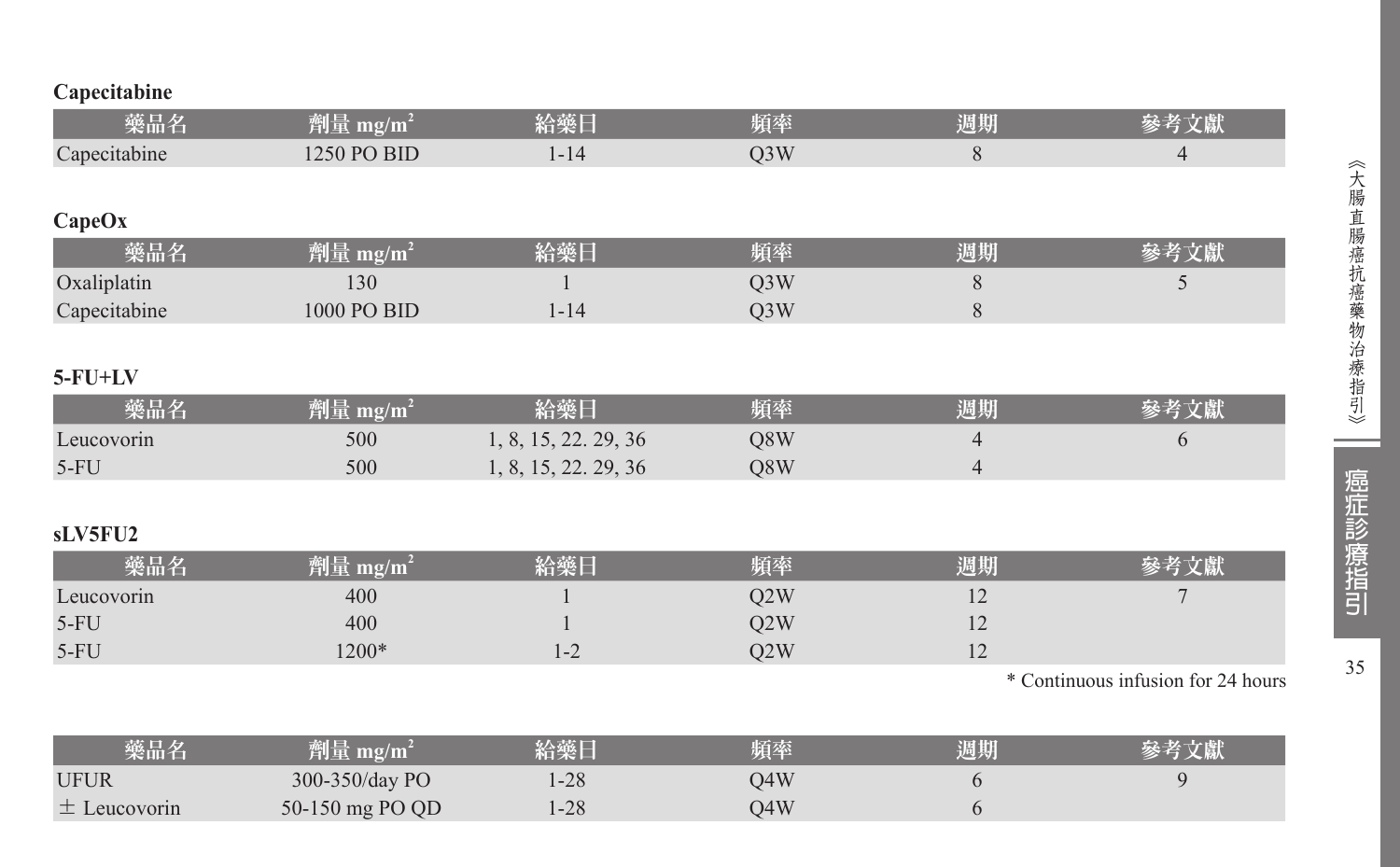**Capecitabine**

| 藥品名 | 劑量 mg/m$^2$ | 給藥日 | 頻率 | 週期 | 參考文獻 |
|---|---|---|---|---|---|
| Capecitabine | 1250 PO BID | 1-14 | Q3W | 8 | 4 |

**CapeOx**

| 藥品名 | 劑量 mg/m$^2$ | 給藥日 | 頻率 | 週期 | 參考文獻 |
|---|---|---|---|---|---|
| Oxaliplatin | 130 | 1 | Q3W | 8 | 5 |
| Capecitabine | 1000 PO BID | 1-14 | Q3W | 8 | |

**5-FU+LV**

| 藥品名 | 劑量 mg/m$^2$ | 給藥日 | 頻率 | 週期 | 參考文獻 |
|---|---|---|---|---|---|
| Leucovorin | 500 | 1, 8, 15, 22. 29, 36 | Q8W | 4 | 6 |
| 5-FU | 500 | 1, 8, 15, 22. 29, 36 | Q8W | 4 | |

**sLV5FU2**

| 藥品名 | 劑量 mg/m$^2$ | 給藥日 | 頻率 | 週期 | 參考文獻 |
|---|---|---|---|---|---|
| Leucovorin | 400 | 1 | Q2W | 12 | 7 |
| 5-FU | 400 | 1 | Q2W | 12 | |
| 5-FU | 1200* | 1-2 | Q2W | 12 | |

\* Continuous infusion for 24 hours

| 藥品名 | 劑量 mg/m$^2$ | 給藥日 | 頻率 | 週期 | 參考文獻 |
|---|---|---|---|---|---|
| UFUR | 300-350/day PO | 1-28 | Q4W | 6 | 9 |
| ± Leucovorin | 50-150 mg PO QD | 1-28 | Q4W | 6 | |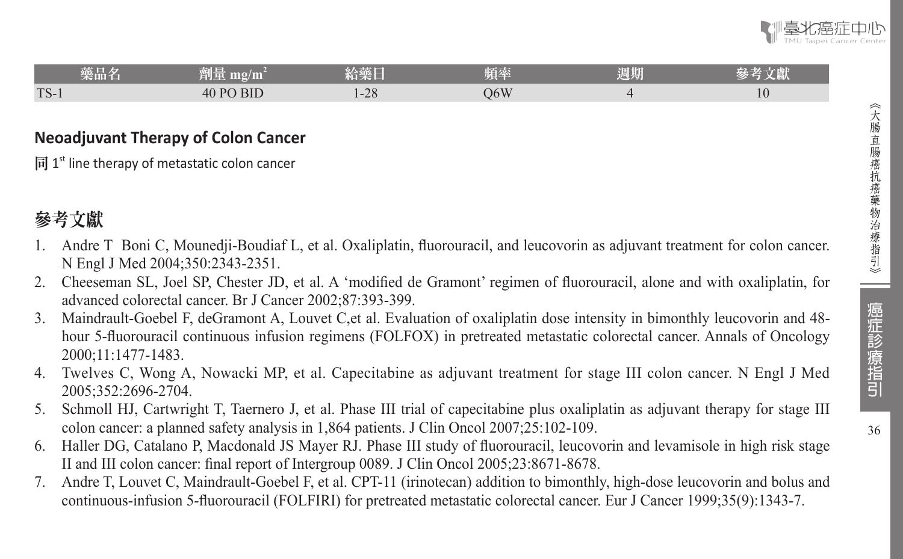| 藥品名 | 劑量 mg/m$^2$ | 給藥日 | 頻率 | 週期 | 參考文獻 |
|---|---|---|---|---|---|
| TS-1 | 40 PO BID | 1-28 | Q6W | 4 | 10 |

## Neoadjuvant Therapy of Colon Cancer

同 1st line therapy of metastatic colon cancer

## 參考文獻

1. Andre T Boni C, Mounedji-Boudiaf L, et al. Oxaliplatin, fluorouracil, and leucovorin as adjuvant treatment for colon cancer. N Engl J Med 2004;350:2343-2351.
2. Cheeseman SL, Joel SP, Chester JD, et al. A 'modified de Gramont' regimen of fluorouracil, alone and with oxaliplatin, for advanced colorectal cancer. Br J Cancer 2002;87:393-399.
3. Maindrault-Goebel F, deGramont A, Louvet C,et al. Evaluation of oxaliplatin dose intensity in bimonthly leucovorin and 48-hour 5-fluorouracil continuous infusion regimens (FOLFOX) in pretreated metastatic colorectal cancer. Annals of Oncology 2000;11:1477-1483.
4. Twelves C, Wong A, Nowacki MP, et al. Capecitabine as adjuvant treatment for stage III colon cancer. N Engl J Med 2005;352:2696-2704.
5. Schmoll HJ, Cartwright T, Taernero J, et al. Phase III trial of capecitabine plus oxaliplatin as adjuvant therapy for stage III colon cancer: a planned safety analysis in 1,864 patients. J Clin Oncol 2007;25:102-109.
6. Haller DG, Catalano P, Macdonald JS Mayer RJ. Phase III study of fluorouracil, leucovorin and levamisole in high risk stage II and III colon cancer: final report of Intergroup 0089. J Clin Oncol 2005;23:8671-8678.
7. Andre T, Louvet C, Maindrault-Goebel F, et al. CPT-11 (irinotecan) addition to bimonthly, high-dose leucovorin and bolus and continuous-infusion 5-fluorouracil (FOLFIRI) for pretreated metastatic colorectal cancer. Eur J Cancer 1999;35(9):1343-7.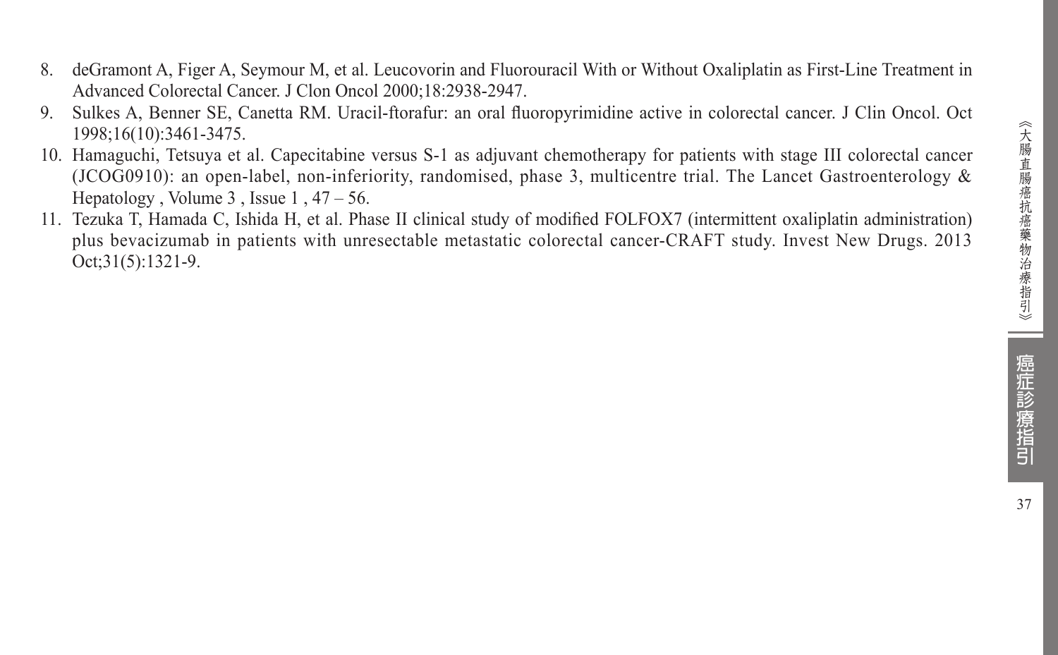8. deGramont A, Figer A, Seymour M, et al. Leucovorin and Fluorouracil With or Without Oxaliplatin as First-Line Treatment in Advanced Colorectal Cancer. J Clon Oncol 2000;18:2938-2947.
9. Sulkes A, Benner SE, Canetta RM. Uracil-ftorafur: an oral fluoropyrimidine active in colorectal cancer. J Clin Oncol. Oct 1998;16(10):3461-3475.
10. Hamaguchi, Tetsuya et al. Capecitabine versus S-1 as adjuvant chemotherapy for patients with stage III colorectal cancer (JCOG0910): an open-label, non-inferiority, randomised, phase 3, multicentre trial. The Lancet Gastroenterology & Hepatology , Volume 3 , Issue 1 , 47 – 56.
11. Tezuka T, Hamada C, Ishida H, et al. Phase II clinical study of modified FOLFOX7 (intermittent oxaliplatin administration) plus bevacizumab in patients with unresectable metastatic colorectal cancer-CRAFT study. Invest New Drugs. 2013 Oct;31(5):1321-9.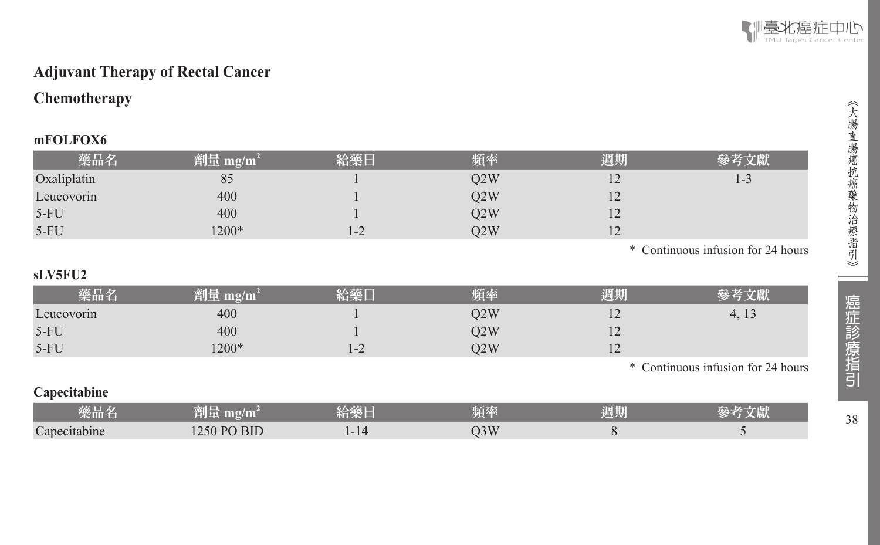## Adjuvant Therapy of Rectal Cancer

### Chemotherapy

**mFOLFOX6**

| 藥品名 | 劑量 mg/m² | 給藥日 | 頻率 | 週期 | 參考文獻 |
|---|---|---|---|---|---|
| Oxaliplatin | 85 | 1 | Q2W | 12 | 1-3 |
| Leucovorin | 400 | 1 | Q2W | 12 | |
| 5-FU | 400 | 1 | Q2W | 12 | |
| 5-FU | 1200* | 1-2 | Q2W | 12 | |

\* Continuous infusion for 24 hours

**sLV5FU2**

| 藥品名 | 劑量 mg/m² | 給藥日 | 頻率 | 週期 | 參考文獻 |
|---|---|---|---|---|---|
| Leucovorin | 400 | 1 | Q2W | 12 | 4, 13 |
| 5-FU | 400 | 1 | Q2W | 12 | |
| 5-FU | 1200* | 1-2 | Q2W | 12 | |

\* Continuous infusion for 24 hours

**Capecitabine**

| 藥品名 | 劑量 mg/m² | 給藥日 | 頻率 | 週期 | 參考文獻 |
|---|---|---|---|---|---|
| Capecitabine | 1250 PO BID | 1-14 | Q3W | 8 | 5 |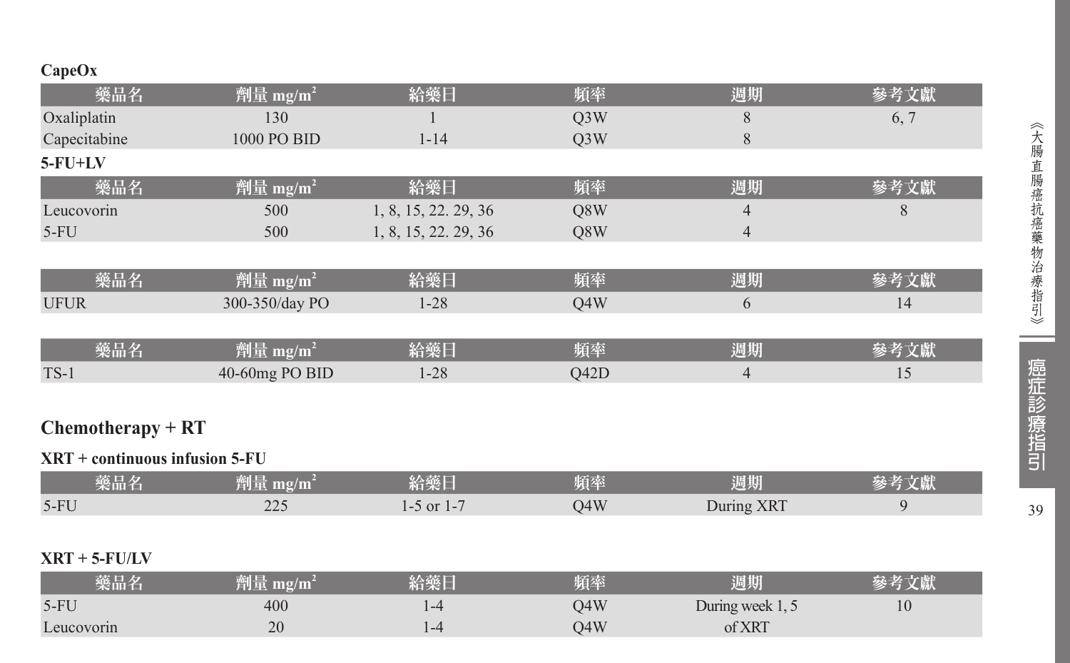**CapeOx**

| 藥品名 | 劑量 $mg/m^2$ | 給藥日 | 頻率 | 週期 | 參考文獻 |
|---|---|---|---|---|---|
| Oxaliplatin | 130 | 1 | Q3W | 8 | 6, 7 |
| Capecitabine | 1000 PO BID | 1-14 | Q3W | 8 | |

**5-FU+LV**

| 藥品名 | 劑量 $mg/m^2$ | 給藥日 | 頻率 | 週期 | 參考文獻 |
|---|---|---|---|---|---|
| Leucovorin | 500 | 1, 8, 15, 22. 29, 36 | Q8W | 4 | 8 |
| 5-FU | 500 | 1, 8, 15, 22. 29, 36 | Q8W | 4 | |

| 藥品名 | 劑量 $mg/m^2$ | 給藥日 | 頻率 | 週期 | 參考文獻 |
|---|---|---|---|---|---|
| UFUR | 300-350/day PO | 1-28 | Q4W | 6 | 14 |

| 藥品名 | 劑量 $mg/m^2$ | 給藥日 | 頻率 | 週期 | 參考文獻 |
|---|---|---|---|---|---|
| TS-1 | 40-60mg PO BID | 1-28 | Q42D | 4 | 15 |

## Chemotherapy + RT

**XRT + continuous infusion 5-FU**

| 藥品名 | 劑量 $mg/m^2$ | 給藥日 | 頻率 | 週期 | 參考文獻 |
|---|---|---|---|---|---|
| 5-FU | 225 | 1-5 or 1-7 | Q4W | During XRT | 9 |

**XRT + 5-FU/LV**

| 藥品名 | 劑量 $mg/m^2$ | 給藥日 | 頻率 | 週期 | 參考文獻 |
|---|---|---|---|---|---|
| 5-FU | 400 | 1-4 | Q4W | During week 1, 5 of XRT | 10 |
| Leucovorin | 20 | 1-4 | Q4W | | |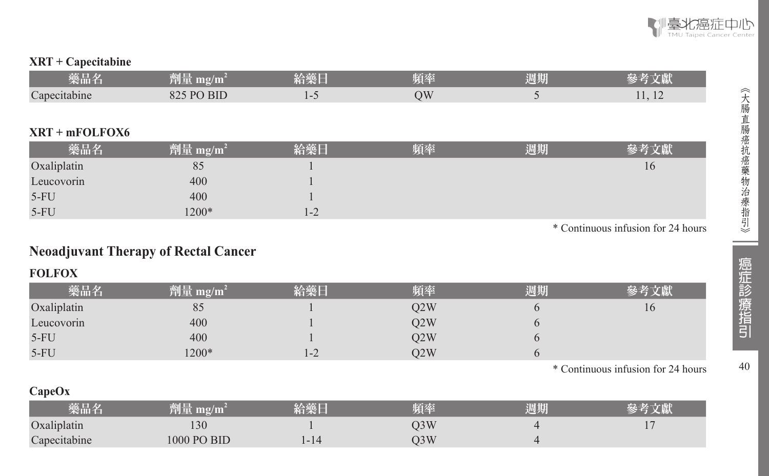**XRT + Capecitabine**

| 藥品名 | 劑量 mg/m$^2$ | 給藥日 | 頻率 | 週期 | 參考文獻 |
|---|---|---|---|---|---|
| Capecitabine | 825 PO BID | 1-5 | QW | 5 | 11, 12 |

**XRT + mFOLFOX6**

| 藥品名 | 劑量 mg/m$^2$ | 給藥日 | 頻率 | 週期 | 參考文獻 |
|---|---|---|---|---|---|
| Oxaliplatin | 85 | 1 | | | 16 |
| Leucovorin | 400 | 1 | | | |
| 5-FU | 400 | 1 | | | |
| 5-FU | 1200* | 1-2 | | | |

* Continuous infusion for 24 hours

## Neoadjuvant Therapy of Rectal Cancer

**FOLFOX**

| 藥品名 | 劑量 mg/m$^2$ | 給藥日 | 頻率 | 週期 | 參考文獻 |
|---|---|---|---|---|---|
| Oxaliplatin | 85 | 1 | Q2W | 6 | 16 |
| Leucovorin | 400 | 1 | Q2W | 6 | |
| 5-FU | 400 | 1 | Q2W | 6 | |
| 5-FU | 1200* | 1-2 | Q2W | 6 | |

* Continuous infusion for 24 hours

**CapeOx**

| 藥品名 | 劑量 mg/m$^2$ | 給藥日 | 頻率 | 週期 | 參考文獻 |
|---|---|---|---|---|---|
| Oxaliplatin | 130 | 1 | Q3W | 4 | 17 |
| Capecitabine | 1000 PO BID | 1-14 | Q3W | 4 | |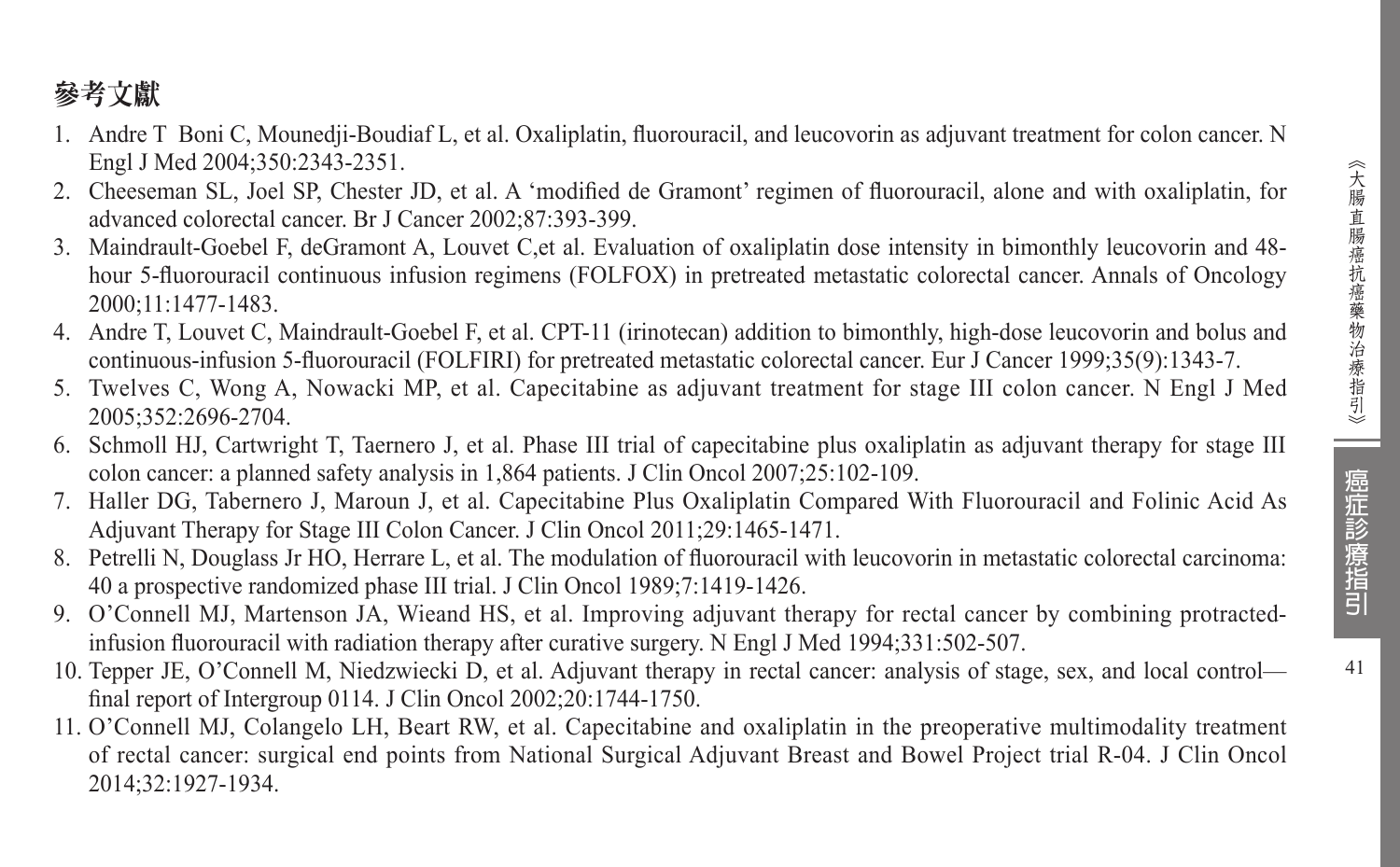## 參考文獻

1. Andre T  Boni C, Mounedji-Boudiaf L, et al. Oxaliplatin, fluorouracil, and leucovorin as adjuvant treatment for colon cancer. N Engl J Med 2004;350:2343-2351.
2. Cheeseman SL, Joel SP, Chester JD, et al. A ‘modified de Gramont’ regimen of fluorouracil, alone and with oxaliplatin, for advanced colorectal cancer. Br J Cancer 2002;87:393-399.
3. Maindrault-Goebel F, deGramont A, Louvet C,et al. Evaluation of oxaliplatin dose intensity in bimonthly leucovorin and 48-hour 5-fluorouracil continuous infusion regimens (FOLFOX) in pretreated metastatic colorectal cancer. Annals of Oncology 2000;11:1477-1483.
4. Andre T, Louvet C, Maindrault-Goebel F, et al. CPT-11 (irinotecan) addition to bimonthly, high-dose leucovorin and bolus and continuous-infusion 5-fluorouracil (FOLFIRI) for pretreated metastatic colorectal cancer. Eur J Cancer 1999;35(9):1343-7.
5. Twelves C, Wong A, Nowacki MP, et al. Capecitabine as adjuvant treatment for stage III colon cancer. N Engl J Med 2005;352:2696-2704.
6. Schmoll HJ, Cartwright T, Taernero J, et al. Phase III trial of capecitabine plus oxaliplatin as adjuvant therapy for stage III colon cancer: a planned safety analysis in 1,864 patients. J Clin Oncol 2007;25:102-109.
7. Haller DG, Tabernero J, Maroun J, et al. Capecitabine Plus Oxaliplatin Compared With Fluorouracil and Folinic Acid As Adjuvant Therapy for Stage III Colon Cancer. J Clin Oncol 2011;29:1465-1471.
8. Petrelli N, Douglass Jr HO, Herrare L, et al. The modulation of fluorouracil with leucovorin in metastatic colorectal carcinoma: 40 a prospective randomized phase III trial. J Clin Oncol 1989;7:1419-1426.
9. O’Connell MJ, Martenson JA, Wieand HS, et al. Improving adjuvant therapy for rectal cancer by combining protracted-infusion fluorouracil with radiation therapy after curative surgery. N Engl J Med 1994;331:502-507.
10. Tepper JE, O’Connell M, Niedzwiecki D, et al. Adjuvant therapy in rectal cancer: analysis of stage, sex, and local control—final report of Intergroup 0114. J Clin Oncol 2002;20:1744-1750.
11. O’Connell MJ, Colangelo LH, Beart RW, et al. Capecitabine and oxaliplatin in the preoperative multimodality treatment of rectal cancer: surgical end points from National Surgical Adjuvant Breast and Bowel Project trial R-04. J Clin Oncol 2014;32:1927-1934.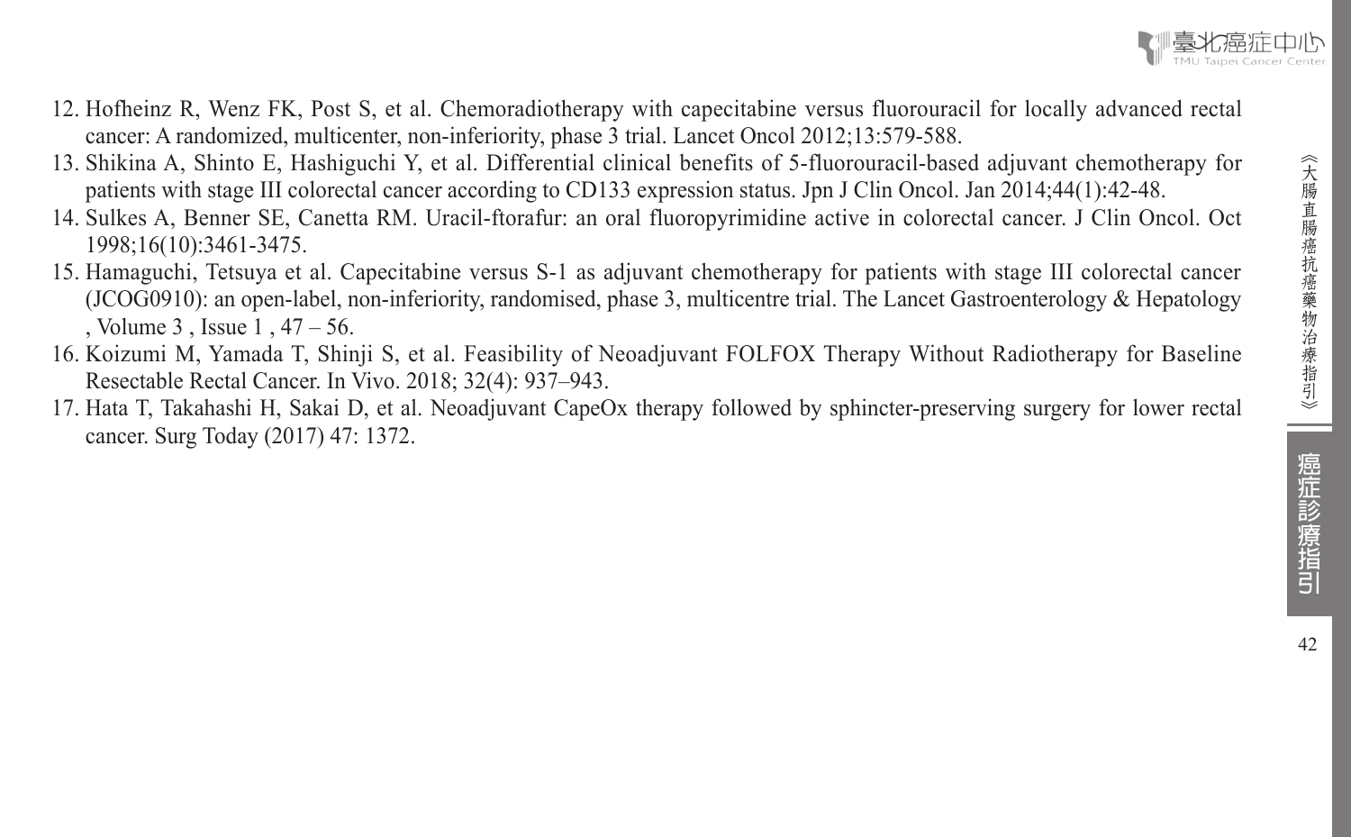12. Hofheinz R, Wenz FK, Post S, et al. Chemoradiotherapy with capecitabine versus fluorouracil for locally advanced rectal cancer: A randomized, multicenter, non-inferiority, phase 3 trial. Lancet Oncol 2012;13:579-588.
13. Shikina A, Shinto E, Hashiguchi Y, et al. Differential clinical benefits of 5-fluorouracil-based adjuvant chemotherapy for patients with stage III colorectal cancer according to CD133 expression status. Jpn J Clin Oncol. Jan 2014;44(1):42-48.
14. Sulkes A, Benner SE, Canetta RM. Uracil-ftorafur: an oral fluoropyrimidine active in colorectal cancer. J Clin Oncol. Oct 1998;16(10):3461-3475.
15. Hamaguchi, Tetsuya et al. Capecitabine versus S-1 as adjuvant chemotherapy for patients with stage III colorectal cancer (JCOG0910): an open-label, non-inferiority, randomised, phase 3, multicentre trial. The Lancet Gastroenterology & Hepatology , Volume 3 , Issue 1 , 47 – 56.
16. Koizumi M, Yamada T, Shinji S, et al. Feasibility of Neoadjuvant FOLFOX Therapy Without Radiotherapy for Baseline Resectable Rectal Cancer. In Vivo. 2018; 32(4): 937–943.
17. Hata T, Takahashi H, Sakai D, et al. Neoadjuvant CapeOx therapy followed by sphincter-preserving surgery for lower rectal cancer. Surg Today (2017) 47: 1372.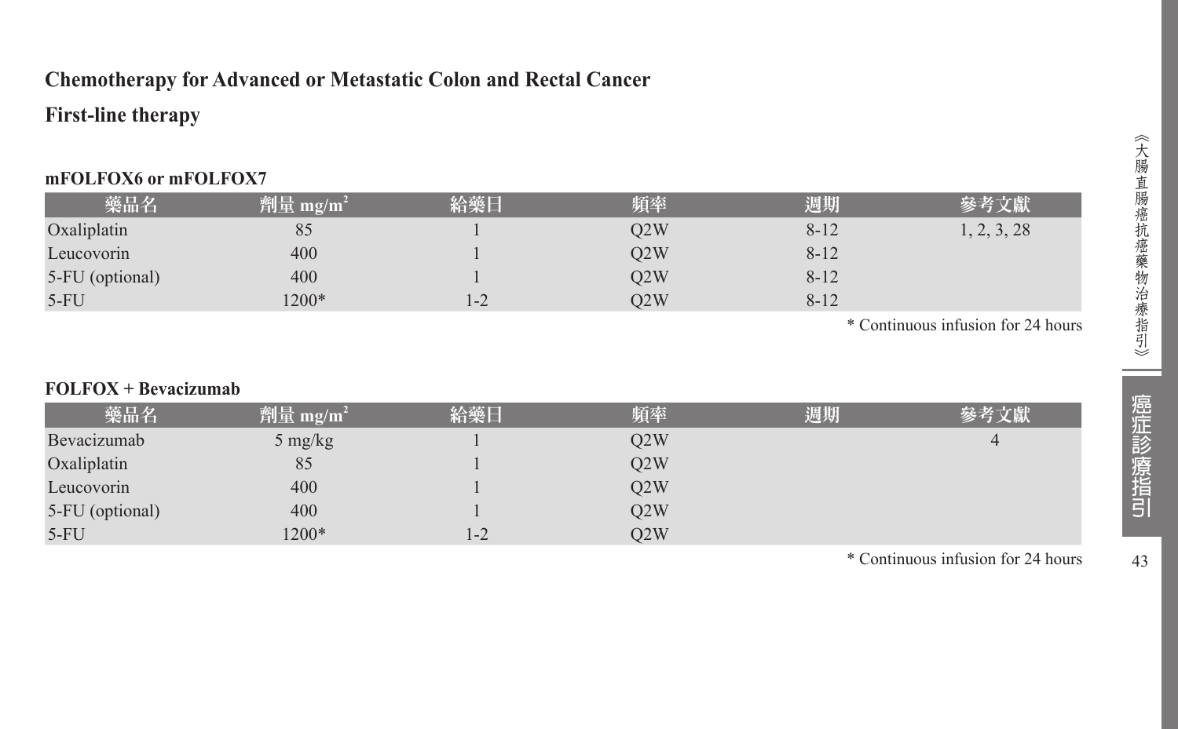## Chemotherapy for Advanced or Metastatic Colon and Rectal Cancer

### First-line therapy

**mFOLFOX6 or mFOLFOX7**

| 藥品名 | 劑量 $mg/m^2$ | 給藥日 | 頻率 | 週期 | 參考文獻 |
|---|---|---|---|---|---|
| Oxaliplatin | 85 | 1 | Q2W | 8-12 | 1, 2, 3, 28 |
| Leucovorin | 400 | 1 | Q2W | 8-12 | |
| 5-FU (optional) | 400 | 1 | Q2W | 8-12 | |
| 5-FU | 1200* | 1-2 | Q2W | 8-12 | |

* Continuous infusion for 24 hours

**FOLFOX + Bevacizumab**

| 藥品名 | 劑量 $mg/m^2$ | 給藥日 | 頻率 | 週期 | 參考文獻 |
|---|---|---|---|---|---|
| Bevacizumab | 5 mg/kg | 1 | Q2W | | 4 |
| Oxaliplatin | 85 | 1 | Q2W | | |
| Leucovorin | 400 | 1 | Q2W | | |
| 5-FU (optional) | 400 | 1 | Q2W | | |
| 5-FU | 1200* | 1-2 | Q2W | | |

* Continuous infusion for 24 hours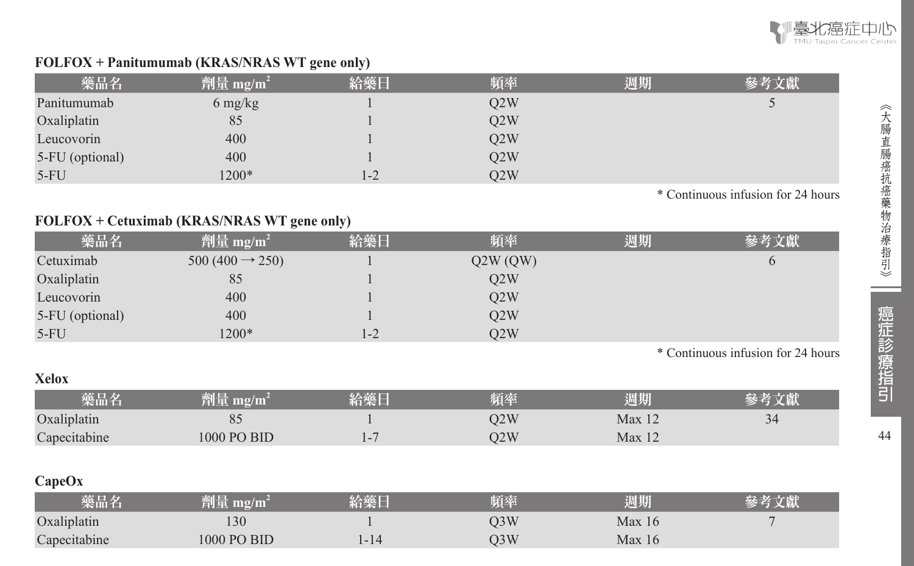**FOLFOX + Panitumumab (KRAS/NRAS WT gene only)**

| 藥品名 | 劑量 mg/m$^2$ | 給藥日 | 頻率 | 週期 | 參考文獻 |
|---|---|---|---|---|---|
| Panitumumab | 6 mg/kg | 1 | Q2W | | 5 |
| Oxaliplatin | 85 | 1 | Q2W | | |
| Leucovorin | 400 | 1 | Q2W | | |
| 5-FU (optional) | 400 | 1 | Q2W | | |
| 5-FU | 1200* | 1-2 | Q2W | | |

* Continuous infusion for 24 hours

**FOLFOX + Cetuximab (KRAS/NRAS WT gene only)**

| 藥品名 | 劑量 mg/m$^2$ | 給藥日 | 頻率 | 週期 | 參考文獻 |
|---|---|---|---|---|---|
| Cetuximab | 500 (400 → 250) | 1 | Q2W (QW) | | 6 |
| Oxaliplatin | 85 | 1 | Q2W | | |
| Leucovorin | 400 | 1 | Q2W | | |
| 5-FU (optional) | 400 | 1 | Q2W | | |
| 5-FU | 1200* | 1-2 | Q2W | | |

* Continuous infusion for 24 hours

**Xelox**

| 藥品名 | 劑量 mg/m$^2$ | 給藥日 | 頻率 | 週期 | 參考文獻 |
|---|---|---|---|---|---|
| Oxaliplatin | 85 | 1 | Q2W | Max 12 | 34 |
| Capecitabine | 1000 PO BID | 1-7 | Q2W | Max 12 | |

**CapeOx**

| 藥品名 | 劑量 mg/m$^2$ | 給藥日 | 頻率 | 週期 | 參考文獻 |
|---|---|---|---|---|---|
| Oxaliplatin | 130 | 1 | Q3W | Max 16 | 7 |
| Capecitabine | 1000 PO BID | 1-14 | Q3W | Max 16 | |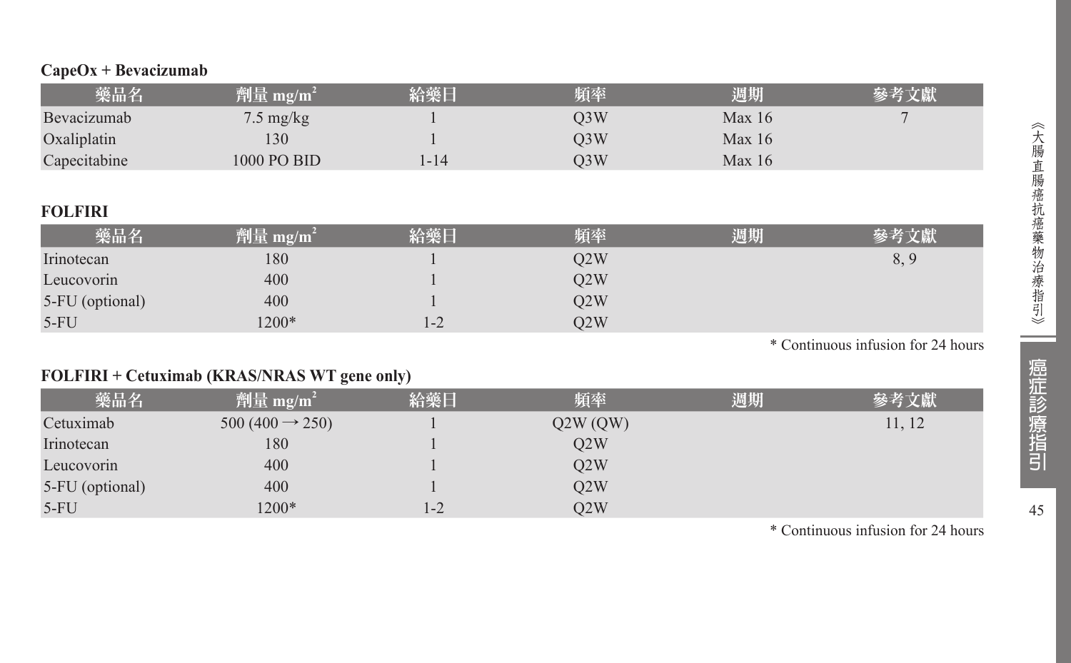**CapeOx + Bevacizumab**

| 藥品名 | 劑量 $mg/m^2$ | 給藥日 | 頻率 | 週期 | 參考文獻 |
|---|---|---|---|---|---|
| Bevacizumab | 7.5 mg/kg | 1 | Q3W | Max 16 | 7 |
| Oxaliplatin | 130 | 1 | Q3W | Max 16 | |
| Capecitabine | 1000 PO BID | 1-14 | Q3W | Max 16 | |

**FOLFIRI**

| 藥品名 | 劑量 $mg/m^2$ | 給藥日 | 頻率 | 週期 | 參考文獻 |
|---|---|---|---|---|---|
| Irinotecan | 180 | 1 | Q2W | | 8, 9 |
| Leucovorin | 400 | 1 | Q2W | | |
| 5-FU (optional) | 400 | 1 | Q2W | | |
| 5-FU | 1200* | 1-2 | Q2W | | |

* Continuous infusion for 24 hours

**FOLFIRI + Cetuximab (KRAS/NRAS WT gene only)**

| 藥品名 | 劑量 $mg/m^2$ | 給藥日 | 頻率 | 週期 | 參考文獻 |
|---|---|---|---|---|---|
| Cetuximab | 500 (400 → 250) | 1 | Q2W (QW) | | 11, 12 |
| Irinotecan | 180 | 1 | Q2W | | |
| Leucovorin | 400 | 1 | Q2W | | |
| 5-FU (optional) | 400 | 1 | Q2W | | |
| 5-FU | 1200* | 1-2 | Q2W | | |

* Continuous infusion for 24 hours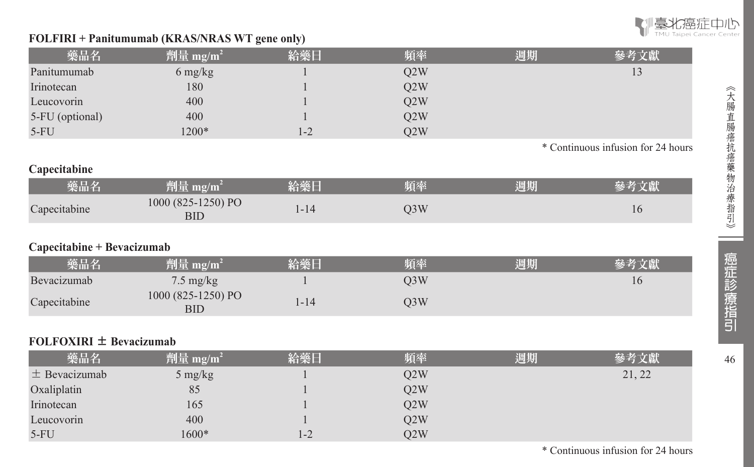**FOLFIRI + Panitumumab (KRAS/NRAS WT gene only)**

| 藥品名 | 劑量 mg/m$^2$ | 給藥日 | 頻率 | 週期 | 參考文獻 |
|---|---|---|---|---|---|
| Panitumumab | 6 mg/kg | 1 | Q2W | | 13 |
| Irinotecan | 180 | 1 | Q2W | | |
| Leucovorin | 400 | 1 | Q2W | | |
| 5-FU (optional) | 400 | 1 | Q2W | | |
| 5-FU | 1200* | 1-2 | Q2W | | |

* Continuous infusion for 24 hours

**Capecitabine**

| 藥品名 | 劑量 mg/m$^2$ | 給藥日 | 頻率 | 週期 | 參考文獻 |
|---|---|---|---|---|---|
| Capecitabine | 1000 (825-1250) PO BID | 1-14 | Q3W | | 16 |

**Capecitabine + Bevacizumab**

| 藥品名 | 劑量 mg/m$^2$ | 給藥日 | 頻率 | 週期 | 參考文獻 |
|---|---|---|---|---|---|
| Bevacizumab | 7.5 mg/kg | 1 | Q3W | | 16 |
| Capecitabine | 1000 (825-1250) PO BID | 1-14 | Q3W | | |

**FOLFOXIRI ± Bevacizumab**

| 藥品名 | 劑量 mg/m$^2$ | 給藥日 | 頻率 | 週期 | 參考文獻 |
|---|---|---|---|---|---|
| ± Bevacizumab | 5 mg/kg | 1 | Q2W | | 21, 22 |
| Oxaliplatin | 85 | 1 | Q2W | | |
| Irinotecan | 165 | 1 | Q2W | | |
| Leucovorin | 400 | 1 | Q2W | | |
| 5-FU | 1600* | 1-2 | Q2W | | |

* Continuous infusion for 24 hours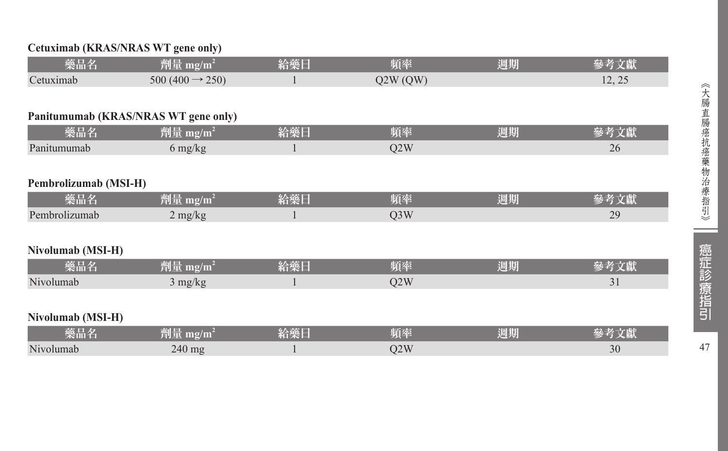**Cetuximab (KRAS/NRAS WT gene only)**

| 藥品名 | 劑量 mg/m$^2$ | 給藥日 | 頻率 | 週期 | 參考文獻 |
|---|---|---|---|---|---|
| Cetuximab | 500 (400 → 250) | 1 | Q2W (QW) | | 12, 25 |

**Panitumumab (KRAS/NRAS WT gene only)**

| 藥品名 | 劑量 mg/m$^2$ | 給藥日 | 頻率 | 週期 | 參考文獻 |
|---|---|---|---|---|---|
| Panitumumab | 6 mg/kg | 1 | Q2W | | 26 |

**Pembrolizumab (MSI-H)**

| 藥品名 | 劑量 mg/m$^2$ | 給藥日 | 頻率 | 週期 | 參考文獻 |
|---|---|---|---|---|---|
| Pembrolizumab | 2 mg/kg | 1 | Q3W | | 29 |

**Nivolumab (MSI-H)**

| 藥品名 | 劑量 mg/m$^2$ | 給藥日 | 頻率 | 週期 | 參考文獻 |
|---|---|---|---|---|---|
| Nivolumab | 3 mg/kg | 1 | Q2W | | 31 |

**Nivolumab (MSI-H)**

| 藥品名 | 劑量 mg/m$^2$ | 給藥日 | 頻率 | 週期 | 參考文獻 |
|---|---|---|---|---|---|
| Nivolumab | 240 mg | 1 | Q2W | | 30 |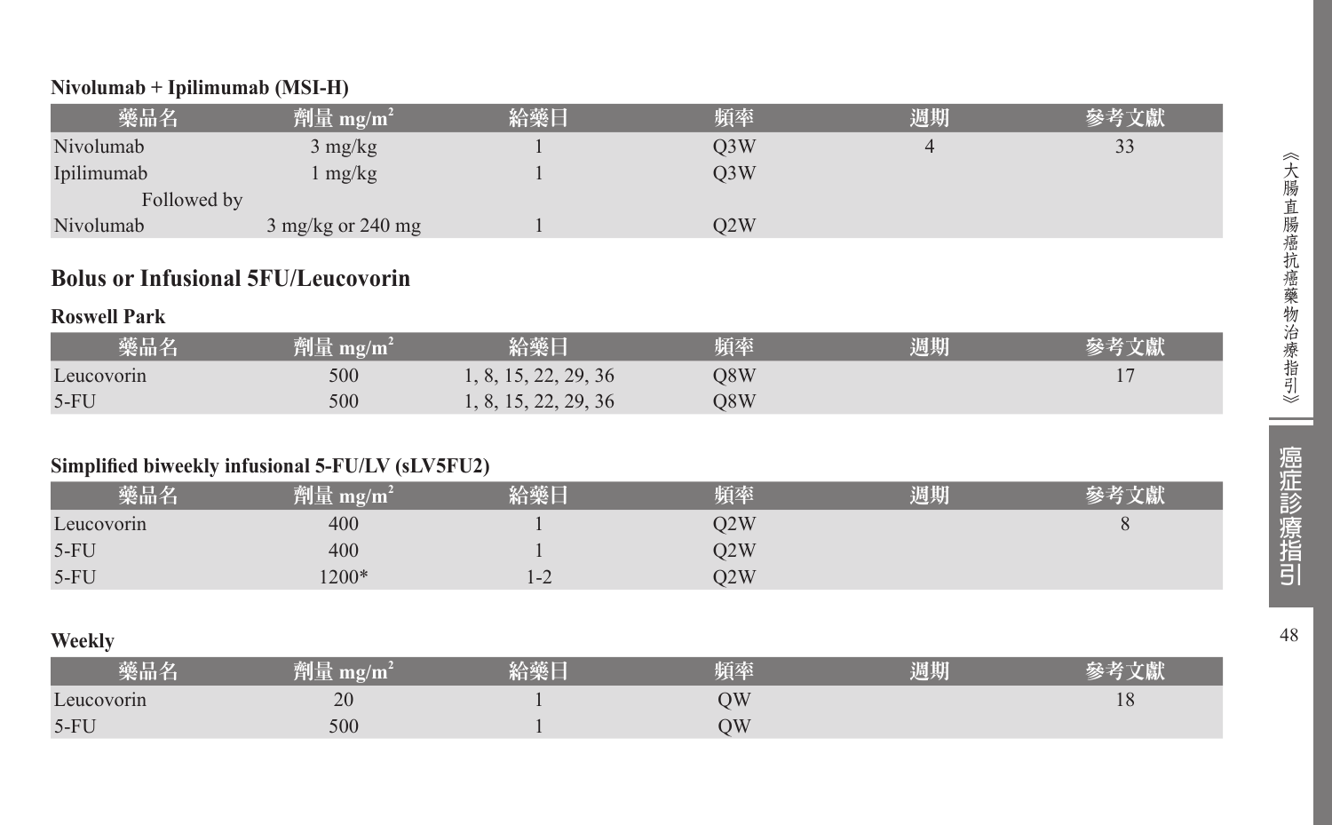**Nivolumab + Ipilimumab (MSI-H)**

| 藥品名 | 劑量 $mg/m^2$ | 給藥日 | 頻率 | 週期 | 參考文獻 |
|---|---|---|---|---|---|
| Nivolumab | 3 mg/kg | 1 | Q3W | 4 | 33 |
| Ipilimumab | 1 mg/kg | 1 | Q3W | | |
| Followed by | | | | | |
| Nivolumab | 3 mg/kg or 240 mg | 1 | Q2W | | |

## Bolus or Infusional 5FU/Leucovorin

**Roswell Park**

| 藥品名 | 劑量 $mg/m^2$ | 給藥日 | 頻率 | 週期 | 參考文獻 |
|---|---|---|---|---|---|
| Leucovorin | 500 | 1, 8, 15, 22, 29, 36 | Q8W | | 17 |
| 5-FU | 500 | 1, 8, 15, 22, 29, 36 | Q8W | | |

**Simplified biweekly infusional 5-FU/LV (sLV5FU2)**

| 藥品名 | 劑量 $mg/m^2$ | 給藥日 | 頻率 | 週期 | 參考文獻 |
|---|---|---|---|---|---|
| Leucovorin | 400 | 1 | Q2W | | 8 |
| 5-FU | 400 | 1 | Q2W | | |
| 5-FU | 1200* | 1-2 | Q2W | | |

**Weekly**

| 藥品名 | 劑量 $mg/m^2$ | 給藥日 | 頻率 | 週期 | 參考文獻 |
|---|---|---|---|---|---|
| Leucovorin | 20 | 1 | QW | | 18 |
| 5-FU | 500 | 1 | QW | | |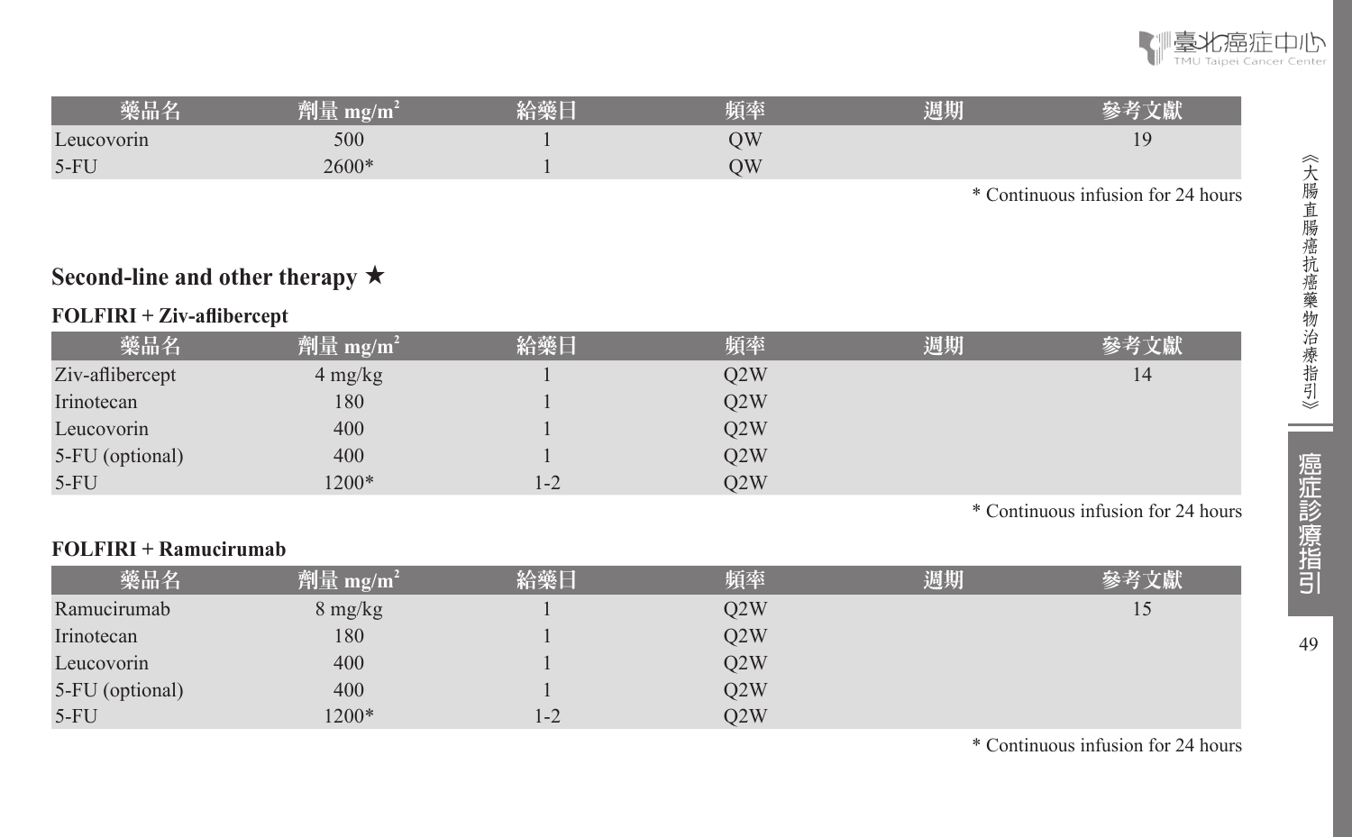| 藥品名 | 劑量 mg/m$^2$ | 給藥日 | 頻率 | 週期 | 參考文獻 |
|---|---|---|---|---|---|
| Leucovorin | 500 | 1 | QW | | 19 |
| 5-FU | 2600* | 1 | QW | | |

* Continuous infusion for 24 hours

## Second-line and other therapy ★

### FOLFIRI + Ziv-aflibercept

| 藥品名 | 劑量 mg/m$^2$ | 給藥日 | 頻率 | 週期 | 參考文獻 |
|---|---|---|---|---|---|
| Ziv-aflibercept | 4 mg/kg | 1 | Q2W | | 14 |
| Irinotecan | 180 | 1 | Q2W | | |
| Leucovorin | 400 | 1 | Q2W | | |
| 5-FU (optional) | 400 | 1 | Q2W | | |
| 5-FU | 1200* | 1-2 | Q2W | | |

* Continuous infusion for 24 hours

### FOLFIRI + Ramucirumab

| 藥品名 | 劑量 mg/m$^2$ | 給藥日 | 頻率 | 週期 | 參考文獻 |
|---|---|---|---|---|---|
| Ramucirumab | 8 mg/kg | 1 | Q2W | | 15 |
| Irinotecan | 180 | 1 | Q2W | | |
| Leucovorin | 400 | 1 | Q2W | | |
| 5-FU (optional) | 400 | 1 | Q2W | | |
| 5-FU | 1200* | 1-2 | Q2W | | |

* Continuous infusion for 24 hours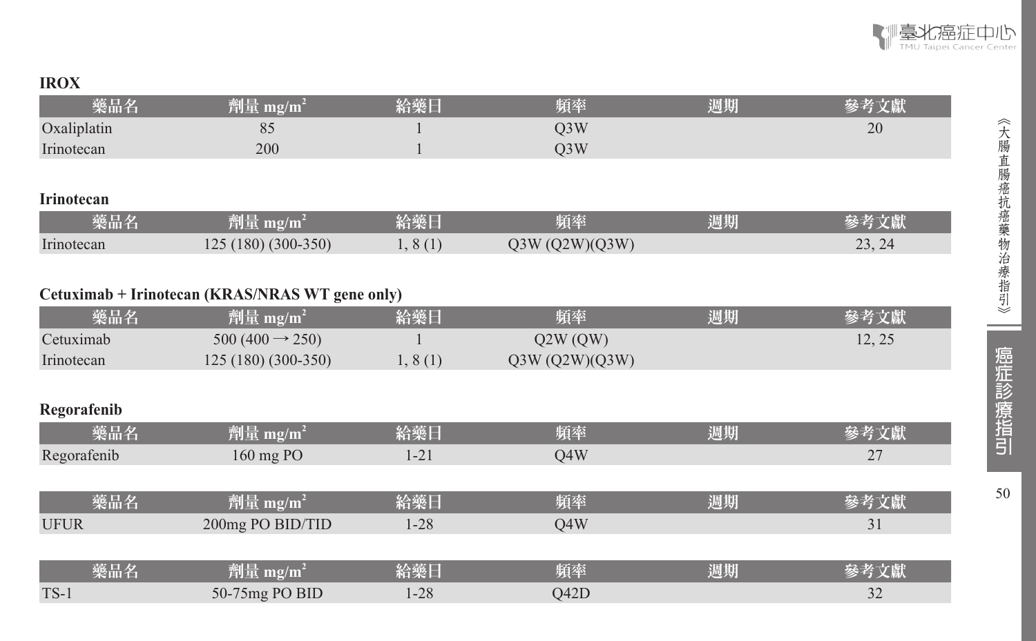**IROX**

| 藥品名 | 劑量 mg/m² | 給藥日 | 頻率 | 週期 | 參考文獻 |
|---|---|---|---|---|---|
| Oxaliplatin | 85 | 1 | Q3W | | 20 |
| Irinotecan | 200 | 1 | Q3W | | |

**Irinotecan**

| 藥品名 | 劑量 mg/m² | 給藥日 | 頻率 | 週期 | 參考文獻 |
|---|---|---|---|---|---|
| Irinotecan | 125 (180) (300-350) | 1, 8 (1) | Q3W (Q2W)(Q3W) | | 23, 24 |

**Cetuximab + Irinotecan (KRAS/NRAS WT gene only)**

| 藥品名 | 劑量 mg/m² | 給藥日 | 頻率 | 週期 | 參考文獻 |
|---|---|---|---|---|---|
| Cetuximab | 500 (400 → 250) | 1 | Q2W (QW) | | 12, 25 |
| Irinotecan | 125 (180) (300-350) | 1, 8 (1) | Q3W (Q2W)(Q3W) | | |

**Regorafenib**

| 藥品名 | 劑量 mg/m² | 給藥日 | 頻率 | 週期 | 參考文獻 |
|---|---|---|---|---|---|
| Regorafenib | 160 mg PO | 1-21 | Q4W | | 27 |

| 藥品名 | 劑量 mg/m² | 給藥日 | 頻率 | 週期 | 參考文獻 |
|---|---|---|---|---|---|
| UFUR | 200mg PO BID/TID | 1-28 | Q4W | | 31 |

| 藥品名 | 劑量 mg/m² | 給藥日 | 頻率 | 週期 | 參考文獻 |
|---|---|---|---|---|---|
| TS-1 | 50-75mg PO BID | 1-28 | Q42D | | 32 |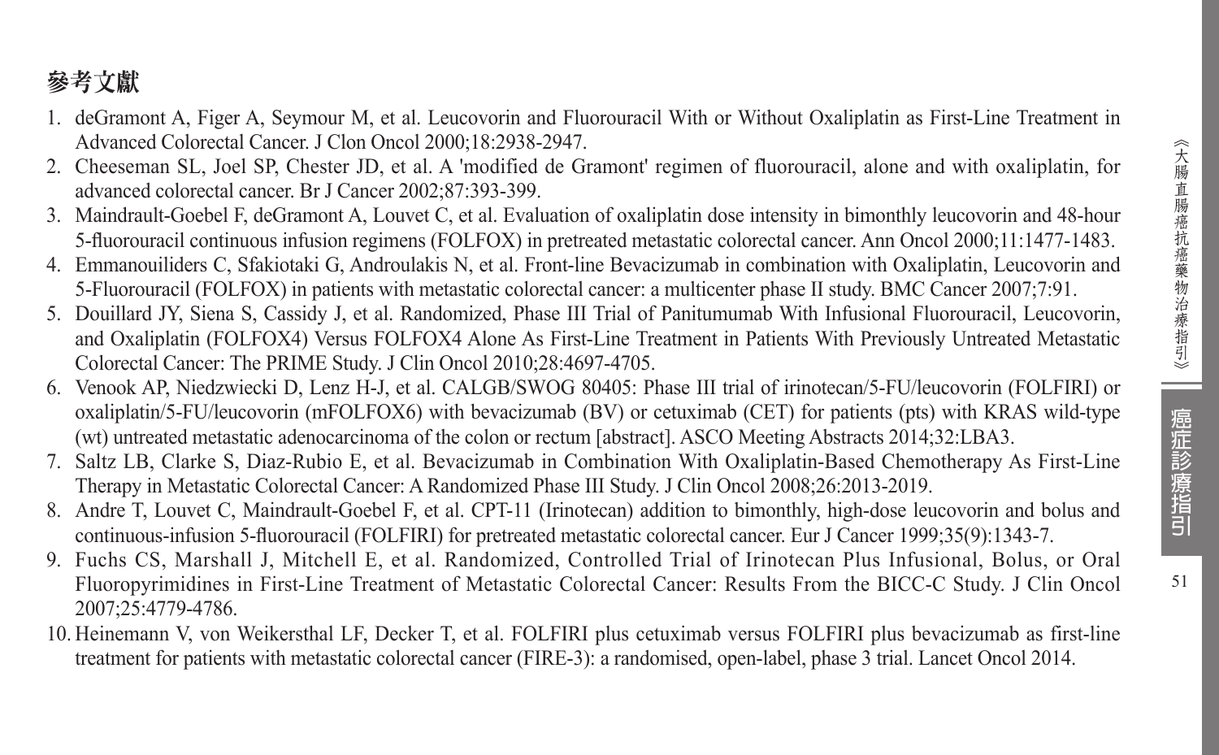## 參考文獻

1. deGramont A, Figer A, Seymour M, et al. Leucovorin and Fluorouracil With or Without Oxaliplatin as First-Line Treatment in Advanced Colorectal Cancer. J Clon Oncol 2000;18:2938-2947.
2. Cheeseman SL, Joel SP, Chester JD, et al. A 'modified de Gramont' regimen of fluorouracil, alone and with oxaliplatin, for advanced colorectal cancer. Br J Cancer 2002;87:393-399.
3. Maindrault-Goebel F, deGramont A, Louvet C, et al. Evaluation of oxaliplatin dose intensity in bimonthly leucovorin and 48-hour 5-fluorouracil continuous infusion regimens (FOLFOX) in pretreated metastatic colorectal cancer. Ann Oncol 2000;11:1477-1483.
4. Emmanouiliders C, Sfakiotaki G, Androulakis N, et al. Front-line Bevacizumab in combination with Oxaliplatin, Leucovorin and 5-Fluorouracil (FOLFOX) in patients with metastatic colorectal cancer: a multicenter phase II study. BMC Cancer 2007;7:91.
5. Douillard JY, Siena S, Cassidy J, et al. Randomized, Phase III Trial of Panitumumab With Infusional Fluorouracil, Leucovorin, and Oxaliplatin (FOLFOX4) Versus FOLFOX4 Alone As First-Line Treatment in Patients With Previously Untreated Metastatic Colorectal Cancer: The PRIME Study. J Clin Oncol 2010;28:4697-4705.
6. Venook AP, Niedzwiecki D, Lenz H-J, et al. CALGB/SWOG 80405: Phase III trial of irinotecan/5-FU/leucovorin (FOLFIRI) or oxaliplatin/5-FU/leucovorin (mFOLFOX6) with bevacizumab (BV) or cetuximab (CET) for patients (pts) with KRAS wild-type (wt) untreated metastatic adenocarcinoma of the colon or rectum [abstract]. ASCO Meeting Abstracts 2014;32:LBA3.
7. Saltz LB, Clarke S, Diaz-Rubio E, et al. Bevacizumab in Combination With Oxaliplatin-Based Chemotherapy As First-Line Therapy in Metastatic Colorectal Cancer: A Randomized Phase III Study. J Clin Oncol 2008;26:2013-2019.
8. Andre T, Louvet C, Maindrault-Goebel F, et al. CPT-11 (Irinotecan) addition to bimonthly, high-dose leucovorin and bolus and continuous-infusion 5-fluorouracil (FOLFIRI) for pretreated metastatic colorectal cancer. Eur J Cancer 1999;35(9):1343-7.
9. Fuchs CS, Marshall J, Mitchell E, et al. Randomized, Controlled Trial of Irinotecan Plus Infusional, Bolus, or Oral Fluoropyrimidines in First-Line Treatment of Metastatic Colorectal Cancer: Results From the BICC-C Study. J Clin Oncol 2007;25:4779-4786.
10. Heinemann V, von Weikersthal LF, Decker T, et al. FOLFIRI plus cetuximab versus FOLFIRI plus bevacizumab as first-line treatment for patients with metastatic colorectal cancer (FIRE-3): a randomised, open-label, phase 3 trial. Lancet Oncol 2014.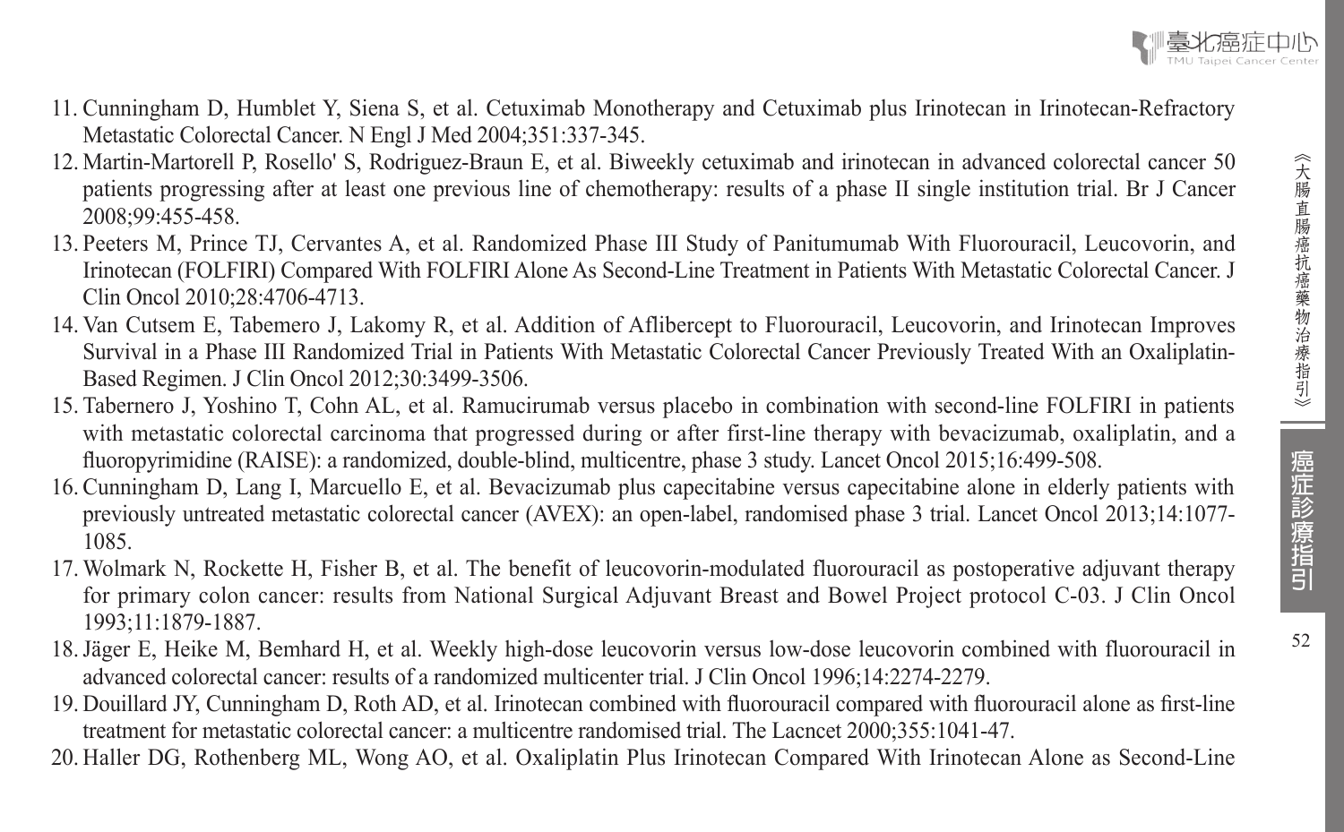11. Cunningham D, Humblet Y, Siena S, et al. Cetuximab Monotherapy and Cetuximab plus Irinotecan in Irinotecan-Refractory Metastatic Colorectal Cancer. N Engl J Med 2004;351:337-345.
12. Martin-Martorell P, Rosello' S, Rodriguez-Braun E, et al. Biweekly cetuximab and irinotecan in advanced colorectal cancer 50 patients progressing after at least one previous line of chemotherapy: results of a phase II single institution trial. Br J Cancer 2008;99:455-458.
13. Peeters M, Prince TJ, Cervantes A, et al. Randomized Phase III Study of Panitumumab With Fluorouracil, Leucovorin, and Irinotecan (FOLFIRI) Compared With FOLFIRI Alone As Second-Line Treatment in Patients With Metastatic Colorectal Cancer. J Clin Oncol 2010;28:4706-4713.
14. Van Cutsem E, Tabemero J, Lakomy R, et al. Addition of Aflibercept to Fluorouracil, Leucovorin, and Irinotecan Improves Survival in a Phase III Randomized Trial in Patients With Metastatic Colorectal Cancer Previously Treated With an Oxaliplatin-Based Regimen. J Clin Oncol 2012;30:3499-3506.
15. Tabernero J, Yoshino T, Cohn AL, et al. Ramucirumab versus placebo in combination with second-line FOLFIRI in patients with metastatic colorectal carcinoma that progressed during or after first-line therapy with bevacizumab, oxaliplatin, and a fluoropyrimidine (RAISE): a randomized, double-blind, multicentre, phase 3 study. Lancet Oncol 2015;16:499-508.
16. Cunningham D, Lang I, Marcuello E, et al. Bevacizumab plus capecitabine versus capecitabine alone in elderly patients with previously untreated metastatic colorectal cancer (AVEX): an open-label, randomised phase 3 trial. Lancet Oncol 2013;14:1077-1085.
17. Wolmark N, Rockette H, Fisher B, et al. The benefit of leucovorin-modulated fluorouracil as postoperative adjuvant therapy for primary colon cancer: results from National Surgical Adjuvant Breast and Bowel Project protocol C-03. J Clin Oncol 1993;11:1879-1887.
18. Jäger E, Heike M, Bemhard H, et al. Weekly high-dose leucovorin versus low-dose leucovorin combined with fluorouracil in advanced colorectal cancer: results of a randomized multicenter trial. J Clin Oncol 1996;14:2274-2279.
19. Douillard JY, Cunningham D, Roth AD, et al. Irinotecan combined with fluorouracil compared with fluorouracil alone as first-line treatment for metastatic colorectal cancer: a multicentre randomised trial. The Lacncet 2000;355:1041-47.
20. Haller DG, Rothenberg ML, Wong AO, et al. Oxaliplatin Plus Irinotecan Compared With Irinotecan Alone as Second-Line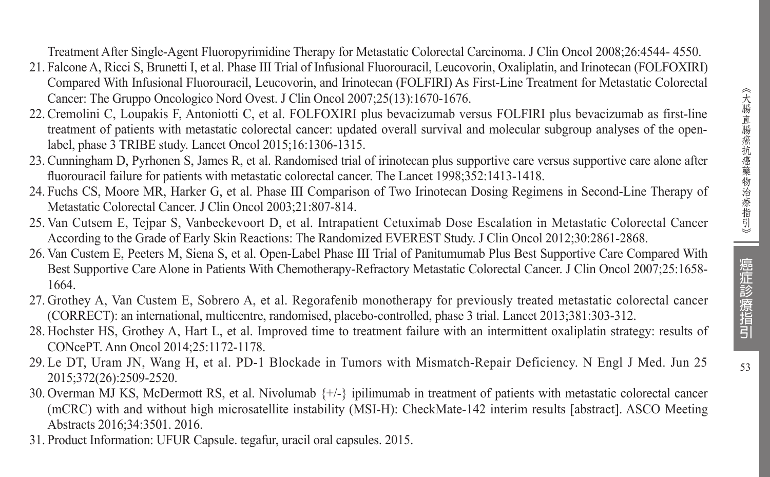Treatment After Single-Agent Fluoropyrimidine Therapy for Metastatic Colorectal Carcinoma. J Clin Oncol 2008;26:4544- 4550.

21. Falcone A, Ricci S, Brunetti I, et al. Phase III Trial of Infusional Fluorouracil, Leucovorin, Oxaliplatin, and Irinotecan (FOLFOXIRI) Compared With Infusional Fluorouracil, Leucovorin, and Irinotecan (FOLFIRI) As First-Line Treatment for Metastatic Colorectal Cancer: The Gruppo Oncologico Nord Ovest. J Clin Oncol 2007;25(13):1670-1676.
22. Cremolini C, Loupakis F, Antoniotti C, et al. FOLFOXIRI plus bevacizumab versus FOLFIRI plus bevacizumab as first-line treatment of patients with metastatic colorectal cancer: updated overall survival and molecular subgroup analyses of the open-label, phase 3 TRIBE study. Lancet Oncol 2015;16:1306-1315.
23. Cunningham D, Pyrhonen S, James R, et al. Randomised trial of irinotecan plus supportive care versus supportive care alone after fluorouracil failure for patients with metastatic colorectal cancer. The Lancet 1998;352:1413-1418.
24. Fuchs CS, Moore MR, Harker G, et al. Phase III Comparison of Two Irinotecan Dosing Regimens in Second-Line Therapy of Metastatic Colorectal Cancer. J Clin Oncol 2003;21:807-814.
25. Van Cutsem E, Tejpar S, Vanbeckevoort D, et al. Intrapatient Cetuximab Dose Escalation in Metastatic Colorectal Cancer According to the Grade of Early Skin Reactions: The Randomized EVEREST Study. J Clin Oncol 2012;30:2861-2868.
26. Van Custem E, Peeters M, Siena S, et al. Open-Label Phase III Trial of Panitumumab Plus Best Supportive Care Compared With Best Supportive Care Alone in Patients With Chemotherapy-Refractory Metastatic Colorectal Cancer. J Clin Oncol 2007;25:1658-1664.
27. Grothey A, Van Custem E, Sobrero A, et al. Regorafenib monotherapy for previously treated metastatic colorectal cancer (CORRECT): an international, multicentre, randomised, placebo-controlled, phase 3 trial. Lancet 2013;381:303-312.
28. Hochster HS, Grothey A, Hart L, et al. Improved time to treatment failure with an intermittent oxaliplatin strategy: results of CONcePT. Ann Oncol 2014;25:1172-1178.
29. Le DT, Uram JN, Wang H, et al. PD-1 Blockade in Tumors with Mismatch-Repair Deficiency. N Engl J Med. Jun 25 2015;372(26):2509-2520.
30. Overman MJ KS, McDermott RS, et al. Nivolumab {+/-} ipilimumab in treatment of patients with metastatic colorectal cancer (mCRC) with and without high microsatellite instability (MSI-H): CheckMate-142 interim results [abstract]. ASCO Meeting Abstracts 2016;34:3501. 2016.
31. Product Information: UFUR Capsule. tegafur, uracil oral capsules. 2015.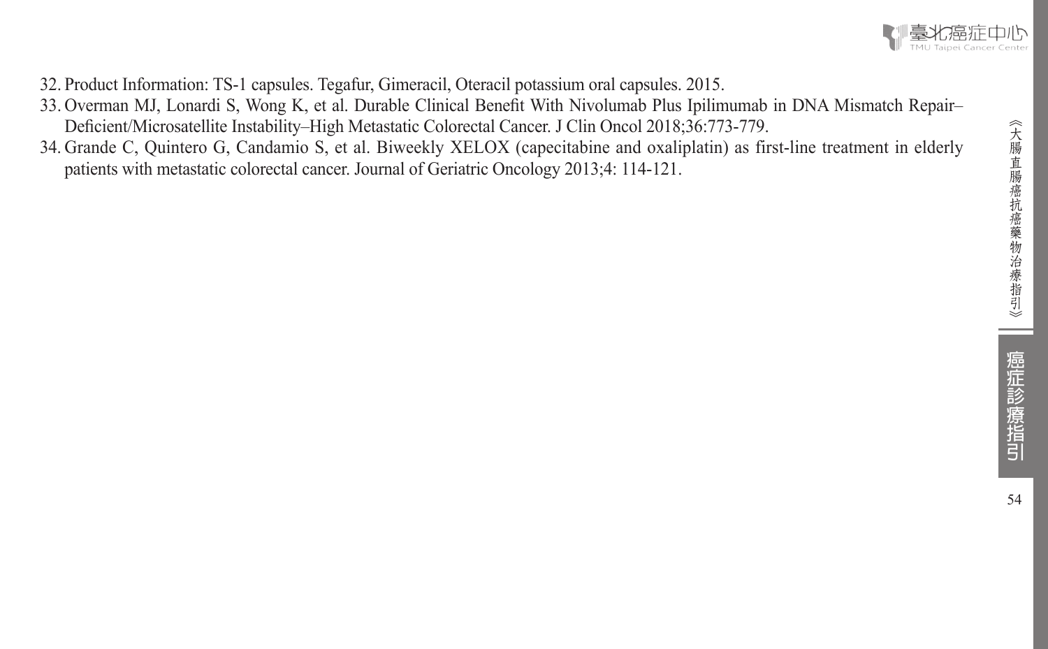32. Product Information: TS-1 capsules. Tegafur, Gimeracil, Oteracil potassium oral capsules. 2015.
33. Overman MJ, Lonardi S, Wong K, et al. Durable Clinical Benefit With Nivolumab Plus Ipilimumab in DNA Mismatch Repair–Deficient/Microsatellite Instability–High Metastatic Colorectal Cancer. J Clin Oncol 2018;36:773-779.
34. Grande C, Quintero G, Candamio S, et al. Biweekly XELOX (capecitabine and oxaliplatin) as first-line treatment in elderly patients with metastatic colorectal cancer. Journal of Geriatric Oncology 2013;4: 114-121.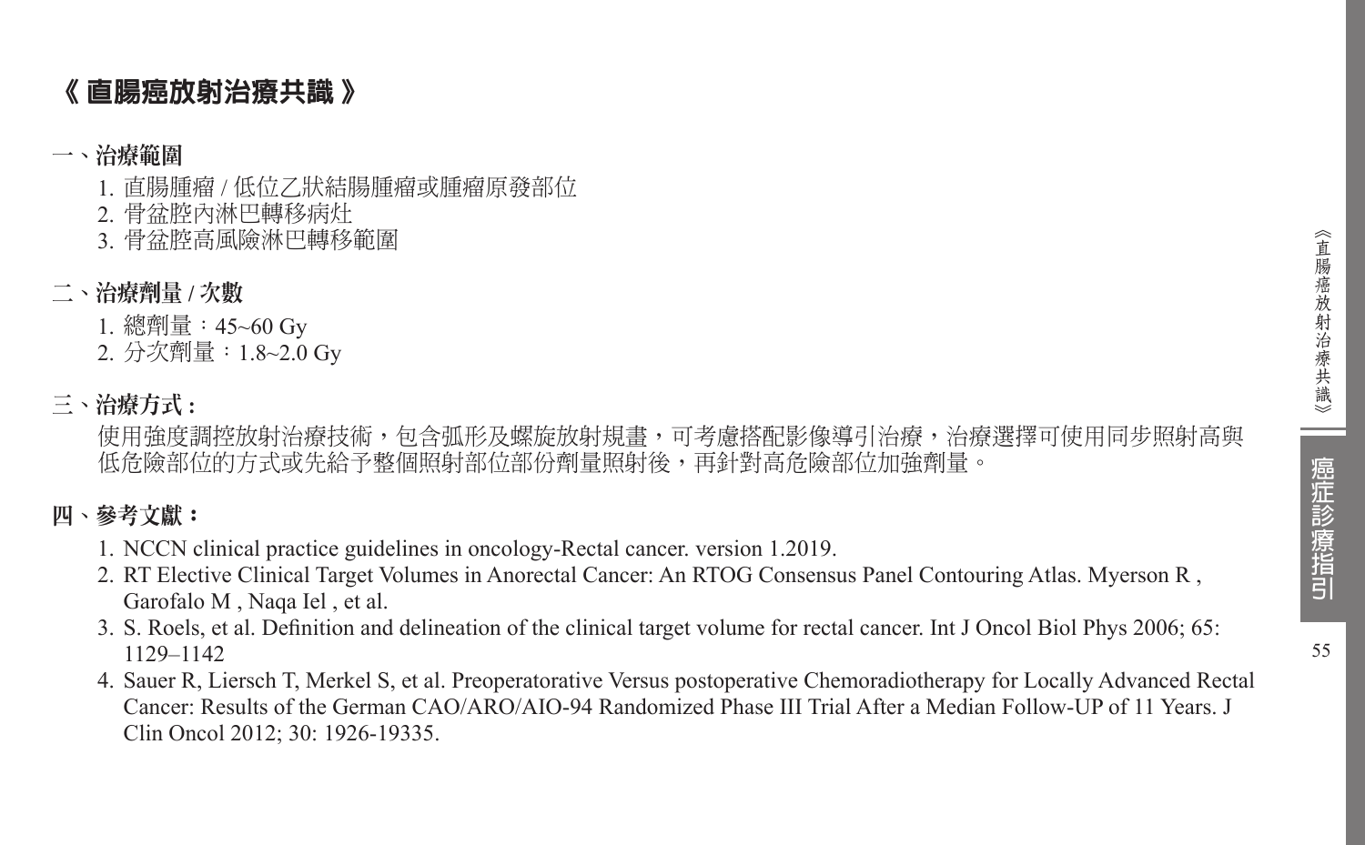# 《 直腸癌放射治療共識 》

## 一、治療範圍

1. 直腸腫瘤 / 低位乙狀結腸腫瘤或腫瘤原發部位
2. 骨盆腔內淋巴轉移病灶
3. 骨盆腔高風險淋巴轉移範圍

## 二、治療劑量 / 次數

1. 總劑量：45~60 Gy
2. 分次劑量：1.8~2.0 Gy

## 三、治療方式 :

使用強度調控放射治療技術，包含弧形及螺旋放射規畫，可考慮搭配影像導引治療，治療選擇可使用同步照射高與低危險部位的方式或先給予整個照射部位部份劑量照射後，再針對高危險部位加強劑量。

## 四、參考文獻：

1. NCCN clinical practice guidelines in oncology-Rectal cancer. version 1.2019.
2. RT Elective Clinical Target Volumes in Anorectal Cancer: An RTOG Consensus Panel Contouring Atlas. Myerson R , Garofalo M , Naqa Iel , et al.
3. S. Roels, et al. Definition and delineation of the clinical target volume for rectal cancer. Int J Oncol Biol Phys 2006; 65: 1129–1142
4. Sauer R, Liersch T, Merkel S, et al. Preoperatorative Versus postoperative Chemoradiotherapy for Locally Advanced Rectal Cancer: Results of the German CAO/ARO/AIO-94 Randomized Phase III Trial After a Median Follow-UP of 11 Years. J Clin Oncol 2012; 30: 1926-19335.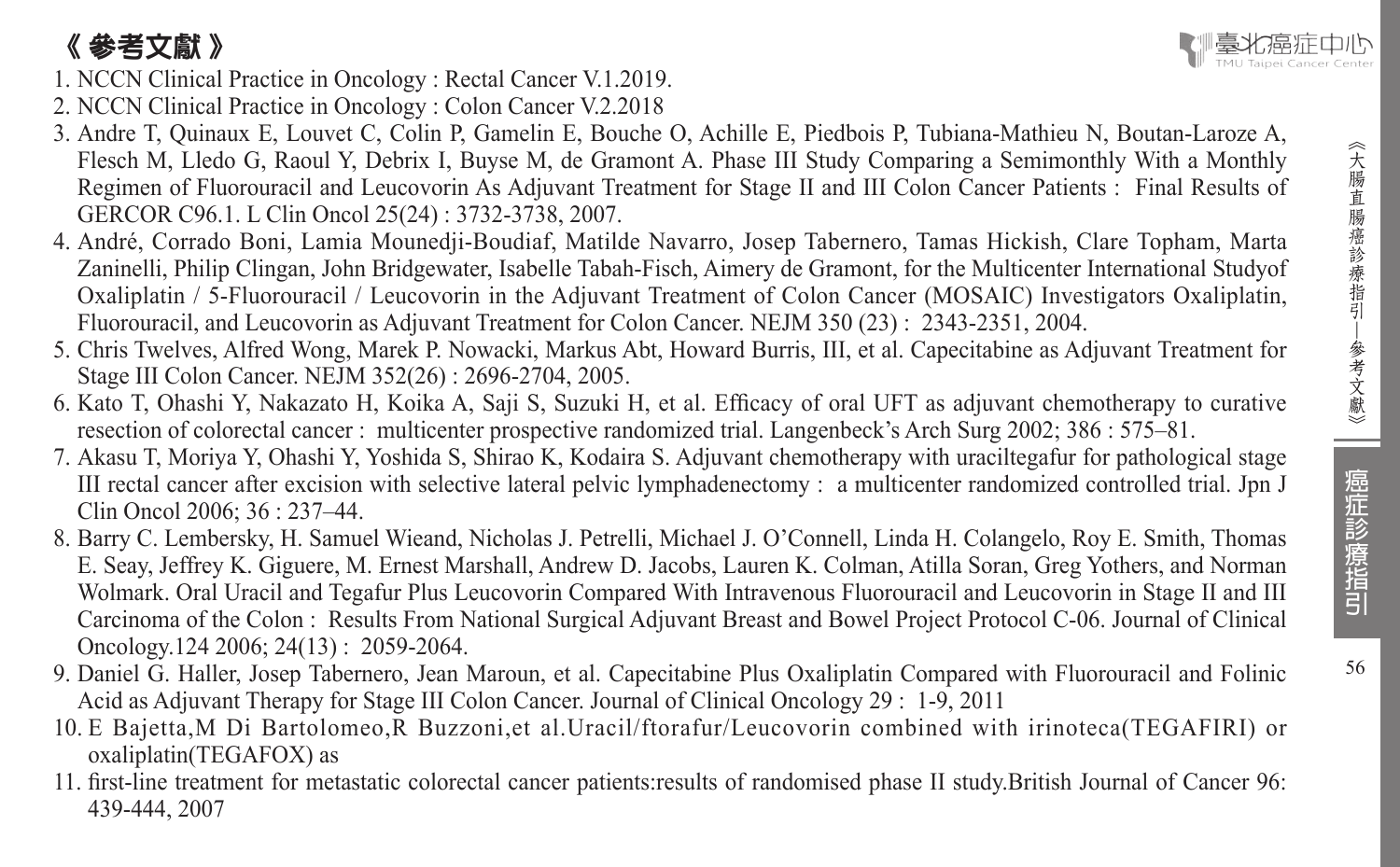# 《 參考文獻 》

1. NCCN Clinical Practice in Oncology : Rectal Cancer V.1.2019.
2. NCCN Clinical Practice in Oncology : Colon Cancer V.2.2018
3. Andre T, Quinaux E, Louvet C, Colin P, Gamelin E, Bouche O, Achille E, Piedbois P, Tubiana-Mathieu N, Boutan-Laroze A, Flesch M, Lledo G, Raoul Y, Debrix I, Buyse M, de Gramont A. Phase III Study Comparing a Semimonthly With a Monthly Regimen of Fluorouracil and Leucovorin As Adjuvant Treatment for Stage II and III Colon Cancer Patients : Final Results of GERCOR C96.1. L Clin Oncol 25(24) : 3732-3738, 2007.
4. André, Corrado Boni, Lamia Mounedji-Boudiaf, Matilde Navarro, Josep Tabernero, Tamas Hickish, Clare Topham, Marta Zaninelli, Philip Clingan, John Bridgewater, Isabelle Tabah-Fisch, Aimery de Gramont, for the Multicenter International Studyof Oxaliplatin / 5-Fluorouracil / Leucovorin in the Adjuvant Treatment of Colon Cancer (MOSAIC) Investigators Oxaliplatin, Fluorouracil, and Leucovorin as Adjuvant Treatment for Colon Cancer. NEJM 350 (23) : 2343-2351, 2004.
5. Chris Twelves, Alfred Wong, Marek P. Nowacki, Markus Abt, Howard Burris, III, et al. Capecitabine as Adjuvant Treatment for Stage III Colon Cancer. NEJM 352(26) : 2696-2704, 2005.
6. Kato T, Ohashi Y, Nakazato H, Koika A, Saji S, Suzuki H, et al. Efficacy of oral UFT as adjuvant chemotherapy to curative resection of colorectal cancer : multicenter prospective randomized trial. Langenbeck's Arch Surg 2002; 386 : 575–81.
7. Akasu T, Moriya Y, Ohashi Y, Yoshida S, Shirao K, Kodaira S. Adjuvant chemotherapy with uraciltegafur for pathological stage III rectal cancer after excision with selective lateral pelvic lymphadenectomy : a multicenter randomized controlled trial. Jpn J Clin Oncol 2006; 36 : 237–44.
8. Barry C. Lembersky, H. Samuel Wieand, Nicholas J. Petrelli, Michael J. O'Connell, Linda H. Colangelo, Roy E. Smith, Thomas E. Seay, Jeffrey K. Giguere, M. Ernest Marshall, Andrew D. Jacobs, Lauren K. Colman, Atilla Soran, Greg Yothers, and Norman Wolmark. Oral Uracil and Tegafur Plus Leucovorin Compared With Intravenous Fluorouracil and Leucovorin in Stage II and III Carcinoma of the Colon : Results From National Surgical Adjuvant Breast and Bowel Project Protocol C-06. Journal of Clinical Oncology.124 2006; 24(13) : 2059-2064.
9. Daniel G. Haller, Josep Tabernero, Jean Maroun, et al. Capecitabine Plus Oxaliplatin Compared with Fluorouracil and Folinic Acid as Adjuvant Therapy for Stage III Colon Cancer. Journal of Clinical Oncology 29 : 1-9, 2011
10. E Bajetta,M Di Bartolomeo,R Buzzoni,et al.Uracil/ftorafur/Leucovorin combined with irinoteca(TEGAFIRI) or oxaliplatin(TEGAFOX) as
11. first-line treatment for metastatic colorectal cancer patients:results of randomised phase II study.British Journal of Cancer 96: 439-444, 2007